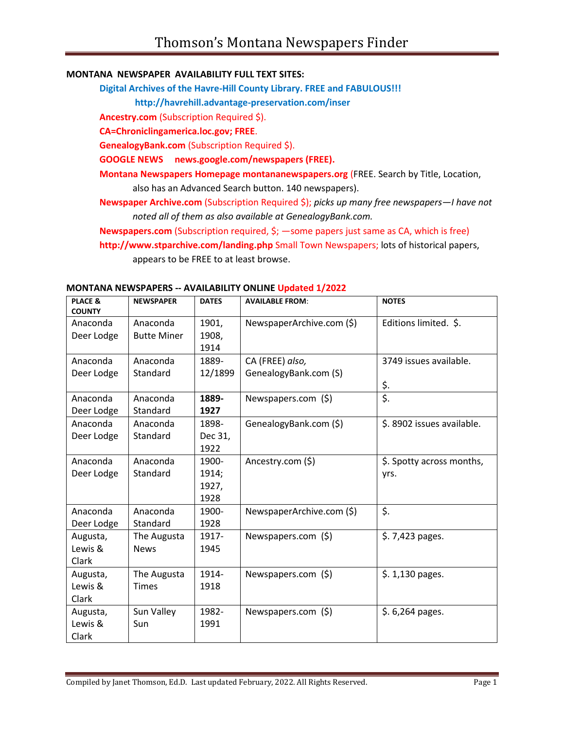# Thomson's Montana Newspapers Finder

**MONTANA NEWSPAPER AVAILABILITY FULL TEXT SITES:**

**Digital Archives of the Havre-Hill County Library. FREE and FABULOUS!!!**
**http://havrehill.advantage-preservation.com/inser**

**Ancestry.com** (Subscription Required $).

**CA=Chroniclingamerica.loc.gov; FREE**.

**GenealogyBank.com** (Subscription Required $).

**GOOGLE NEWS news.google.com/newspapers (FREE).**

**Montana Newspapers Homepage montananewspapers.org** (FREE. Search by Title, Location, also has an Advanced Search button. 140 newspapers).

**Newspaper Archive.com** (Subscription Required $); *picks up many free newspapers—I have not noted all of them as also available at GenealogyBank.com.*

**Newspapers.com** (Subscription required, $; —some papers just same as CA, which is free)

**http://www.stparchive.com/landing.php** Small Town Newspapers; lots of historical papers, appears to be FREE to at least browse.

**MONTANA NEWSPAPERS -- AVAILABILITY ONLINE** Updated 1/2022

| PLACE & COUNTY | NEWSPAPER | DATES | AVAILABLE FROM: | NOTES |
|---|---|---|---|---|
| Anaconda Deer Lodge | Anaconda Butte Miner | 1901, 1908, 1914 | NewspaperArchive.com ($) | Editions limited. $. |
| Anaconda Deer Lodge | Anaconda Standard | 1889-12/1899 | CA (FREE) *also,* GenealogyBank.com (S) | 3749 issues available. $. |
| Anaconda Deer Lodge | Anaconda Standard | **1889-1927** | Newspapers.com ($) | $. |
| Anaconda Deer Lodge | Anaconda Standard | 1898-Dec 31, 1922 | GenealogyBank.com ($) | $. 8902 issues available. |
| Anaconda Deer Lodge | Anaconda Standard | 1900-1914; 1927, 1928 | Ancestry.com ($) | $. Spotty across months, yrs. |
| Anaconda Deer Lodge | Anaconda Standard | 1900-1928 | NewspaperArchive.com ($) | $. |
| Augusta, Lewis & Clark | The Augusta News | 1917-1945 | Newspapers.com ($) | $. 7,423 pages. |
| Augusta, Lewis & Clark | The Augusta Times | 1914-1918 | Newspapers.com ($) | $. 1,130 pages. |
| Augusta, Lewis & Clark | Sun Valley Sun | 1982-1991 | Newspapers.com ($) | $. 6,264 pages. |

Compiled by Janet Thomson, Ed.D. Last updated February, 2022. All Rights Reserved.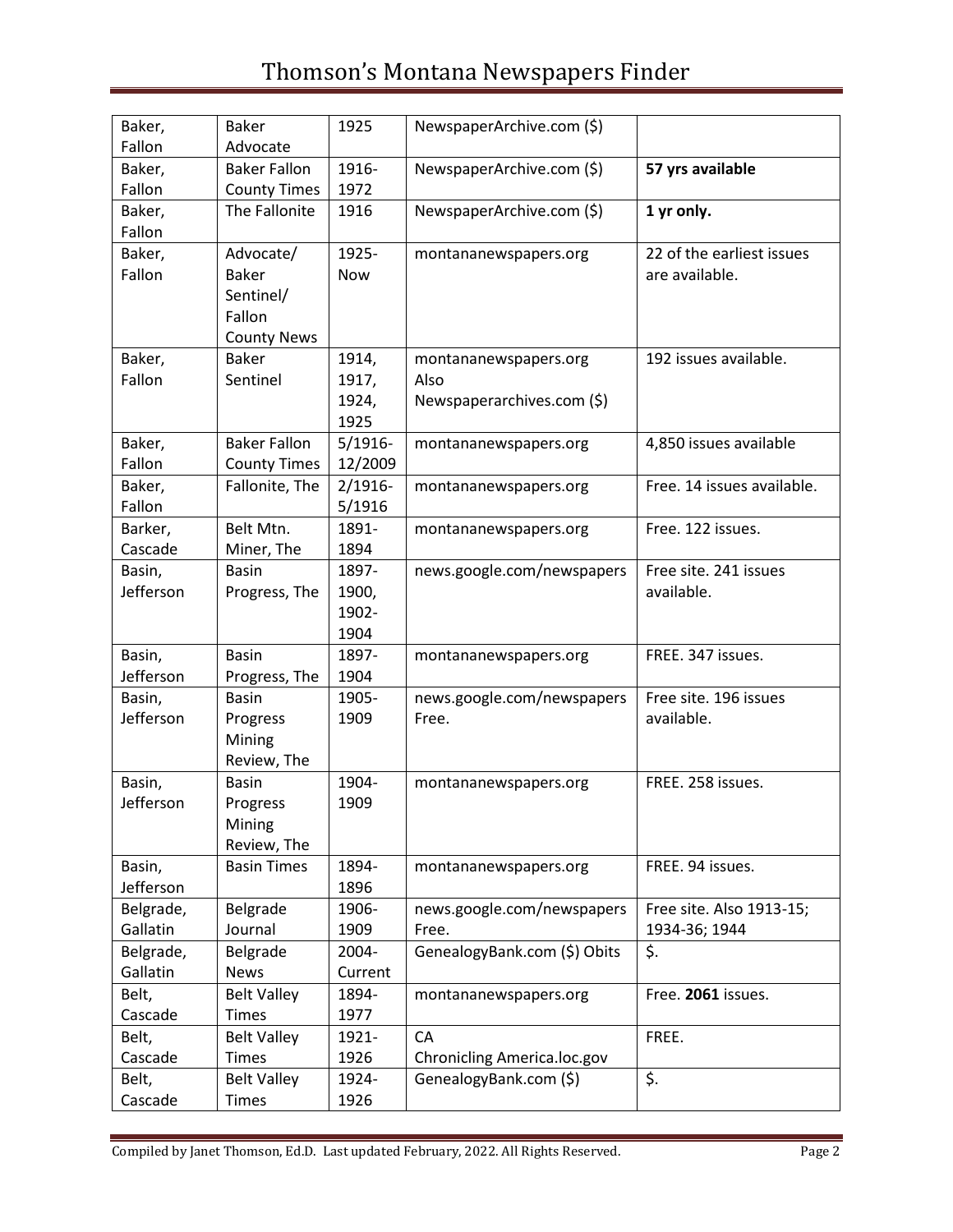| | | | | |
|---|---|---|---|---|
| Baker, Fallon | Baker Advocate | 1925 | NewspaperArchive.com ($) | |
| Baker, Fallon | Baker Fallon County Times | 1916-1972 | NewspaperArchive.com ($) | **57 yrs available** |
| Baker, Fallon | The Fallonite | 1916 | NewspaperArchive.com ($) | **1 yr only.** |
| Baker, Fallon | Advocate/ Baker Sentinel/ Fallon County News | 1925-Now | montananewspapers.org | 22 of the earliest issues are available. |
| Baker, Fallon | Baker Sentinel | 1914, 1917, 1924, 1925 | montananewspapers.org Also Newspaperarchives.com ($) | 192 issues available. |
| Baker, Fallon | Baker Fallon County Times | 5/1916-12/2009 | montananewspapers.org | 4,850 issues available |
| Baker, Fallon | Fallonite, The | 2/1916-5/1916 | montananewspapers.org | Free. 14 issues available. |
| Barker, Cascade | Belt Mtn. Miner, The | 1891-1894 | montananewspapers.org | Free. 122 issues. |
| Basin, Jefferson | Basin Progress, The | 1897-1900, 1902-1904 | news.google.com/newspapers | Free site. 241 issues available. |
| Basin, Jefferson | Basin Progress, The | 1897-1904 | montananewspapers.org | FREE. 347 issues. |
| Basin, Jefferson | Basin Progress Mining Review, The | 1905-1909 | news.google.com/newspapers Free. | Free site. 196 issues available. |
| Basin, Jefferson | Basin Progress Mining Review, The | 1904-1909 | montananewspapers.org | FREE. 258 issues. |
| Basin, Jefferson | Basin Times | 1894-1896 | montananewspapers.org | FREE. 94 issues. |
| Belgrade, Gallatin | Belgrade Journal | 1906-1909 | news.google.com/newspapers Free. | Free site. Also 1913-15; 1934-36; 1944 |
| Belgrade, Gallatin | Belgrade News | 2004-Current | GenealogyBank.com ($) Obits | $. |
| Belt, Cascade | Belt Valley Times | 1894-1977 | montananewspapers.org | Free. **2061** issues. |
| Belt, Cascade | Belt Valley Times | 1921-1926 | CA Chronicling America.loc.gov | FREE. |
| Belt, Cascade | Belt Valley Times | 1924-1926 | GenealogyBank.com ($) | $. |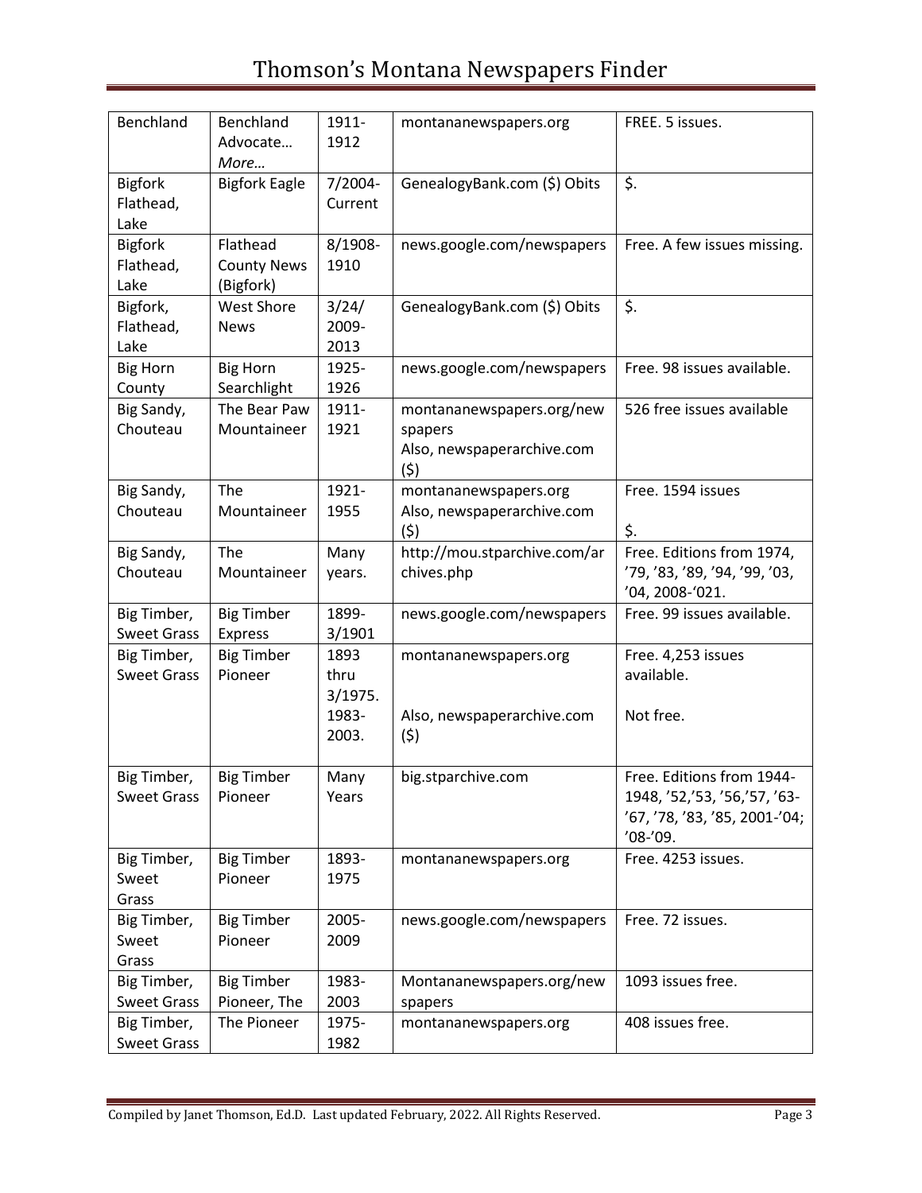| Benchland | Benchland Advocate… *More…* | 1911-1912 | montananewspapers.org | FREE. 5 issues. |
|---|---|---|---|---|
| Bigfork Flathead, Lake | Bigfork Eagle | 7/2004-Current | GenealogyBank.com ($) Obits | $. |
| Bigfork Flathead, Lake | Flathead County News (Bigfork) | 8/1908-1910 | news.google.com/newspapers | Free. A few issues missing. |
| Bigfork, Flathead, Lake | West Shore News | 3/24/ 2009-2013 | GenealogyBank.com ($) Obits | $. |
| Big Horn County | Big Horn Searchlight | 1925-1926 | news.google.com/newspapers | Free. 98 issues available. |
| Big Sandy, Chouteau | The Bear Paw Mountaineer | 1911-1921 | montananewspapers.org/newspapers Also, newspaperarchive.com ($) | 526 free issues available |
| Big Sandy, Chouteau | The Mountaineer | 1921-1955 | montananewspapers.org Also, newspaperarchive.com ($) | Free. 1594 issues $. |
| Big Sandy, Chouteau | The Mountaineer | Many years. | http://mou.stparchive.com/archives.php | Free. Editions from 1974, '79, '83, '89, '94, '99, '03, '04, 2008-'021. |
| Big Timber, Sweet Grass | Big Timber Express | 1899-3/1901 | news.google.com/newspapers | Free. 99 issues available. |
| Big Timber, Sweet Grass | Big Timber Pioneer | 1893 thru 3/1975. 1983-2003. | montananewspapers.org Also, newspaperarchive.com ($) | Free. 4,253 issues available. Not free. |
| Big Timber, Sweet Grass | Big Timber Pioneer | Many Years | big.stparchive.com | Free. Editions from 1944-1948, '52,'53, '56,'57, '63-'67, '78, '83, '85, 2001-'04; '08-'09. |
| Big Timber, Sweet Grass | Big Timber Pioneer | 1893-1975 | montananewspapers.org | Free. 4253 issues. |
| Big Timber, Sweet Grass | Big Timber Pioneer | 2005-2009 | news.google.com/newspapers | Free. 72 issues. |
| Big Timber, Sweet Grass | Big Timber Pioneer, The | 1983-2003 | Montananewspapers.org/newspapers | 1093 issues free. |
| Big Timber, Sweet Grass | The Pioneer | 1975-1982 | montananewspapers.org | 408 issues free. |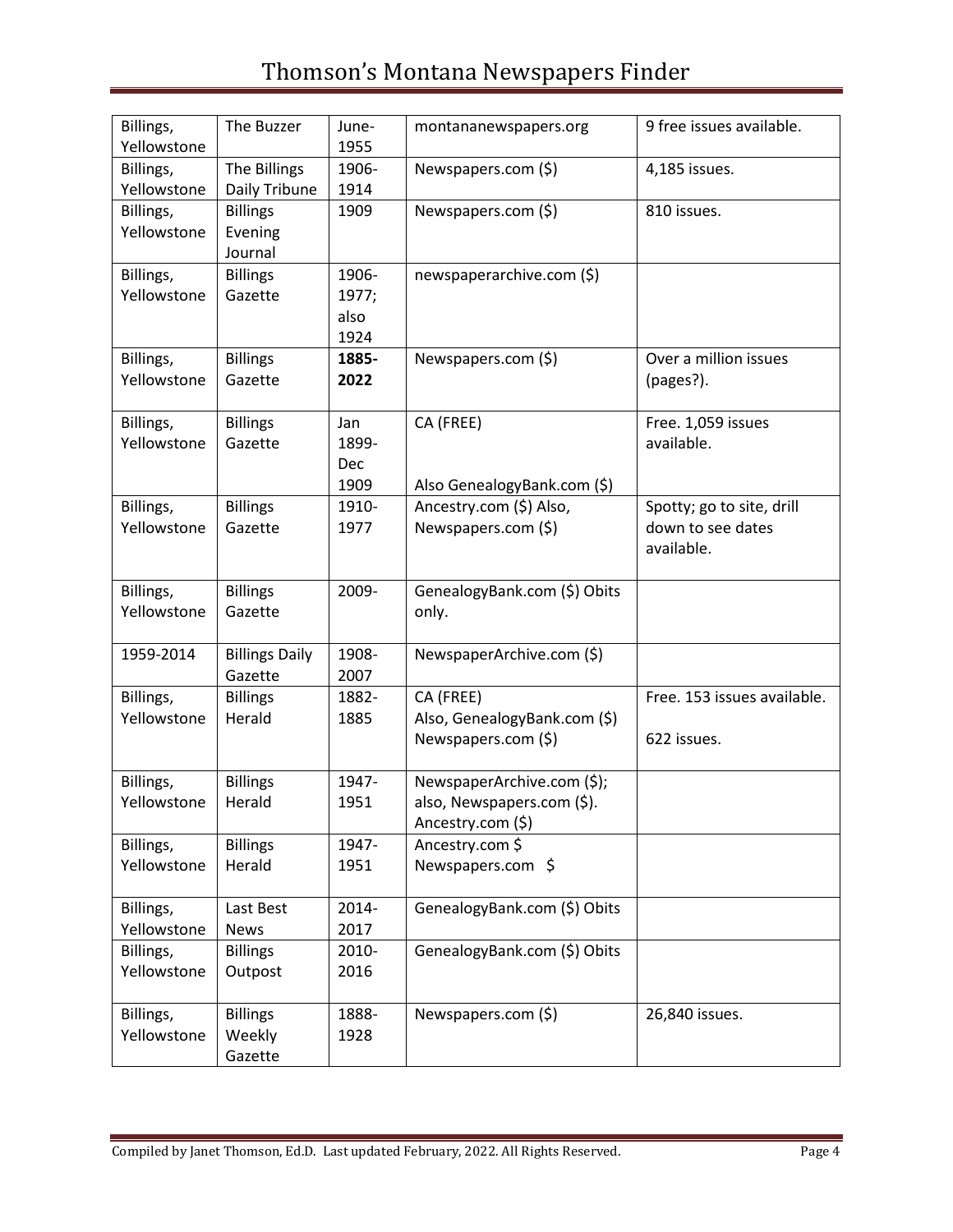| Billings, Yellowstone | The Buzzer | June-1955 | montananewspapers.org | 9 free issues available. |
|---|---|---|---|---|
| Billings, Yellowstone | The Billings Daily Tribune | 1906-1914 | Newspapers.com ($) | 4,185 issues. |
| Billings, Yellowstone | Billings Evening Journal | 1909 | Newspapers.com ($) | 810 issues. |
| Billings, Yellowstone | Billings Gazette | 1906-1977; also 1924 | newspaperarchive.com ($) | |
| Billings, Yellowstone | Billings Gazette | **1885-2022** | Newspapers.com ($) | Over a million issues (pages?). |
| Billings, Yellowstone | Billings Gazette | Jan 1899-Dec 1909 | CA (FREE)<br><br>Also GenealogyBank.com ($) | Free. 1,059 issues available. |
| Billings, Yellowstone | Billings Gazette | 1910-1977 | Ancestry.com ($) Also, Newspapers.com ($) | Spotty; go to site, drill down to see dates available. |
| Billings, Yellowstone | Billings Gazette | 2009- | GenealogyBank.com ($) Obits only. | |
| 1959-2014 | Billings Daily Gazette | 1908-2007 | NewspaperArchive.com ($) | |
| Billings, Yellowstone | Billings Herald | 1882-1885 | CA (FREE)<br>Also, GenealogyBank.com ($)<br>Newspapers.com ($) | Free. 153 issues available.<br><br>622 issues. |
| Billings, Yellowstone | Billings Herald | 1947-1951 | NewspaperArchive.com ($); also, Newspapers.com ($). Ancestry.com ($) | |
| Billings, Yellowstone | Billings Herald | 1947-1951 | Ancestry.com $<br>Newspapers.com $ | |
| Billings, Yellowstone | Last Best News | 2014-2017 | GenealogyBank.com ($) Obits | |
| Billings, Yellowstone | Billings Outpost | 2010-2016 | GenealogyBank.com ($) Obits | |
| Billings, Yellowstone | Billings Weekly Gazette | 1888-1928 | Newspapers.com ($) | 26,840 issues. |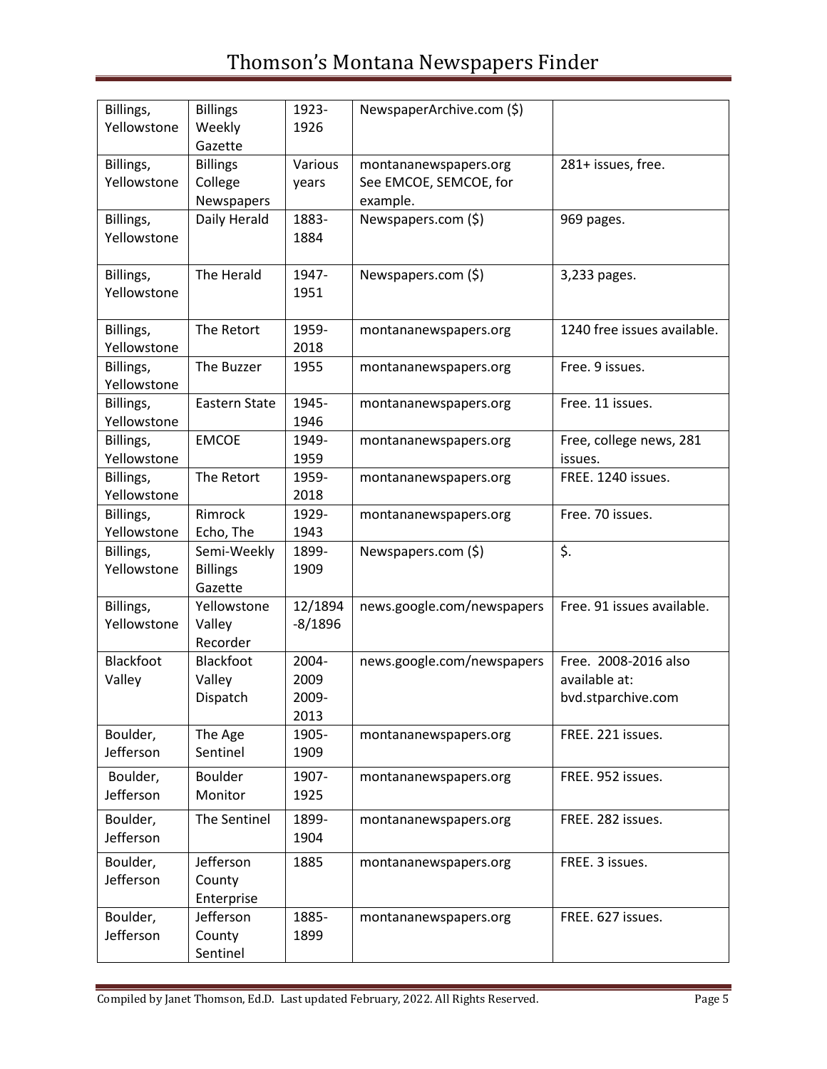| Billings, Yellowstone | Billings Weekly Gazette | 1923-1926 | NewspaperArchive.com ($) | |
|---|---|---|---|---|
| Billings, Yellowstone | Billings College Newspapers | Various years | montananewspapers.org See EMCOE, SEMCOE, for example. | 281+ issues, free. |
| Billings, Yellowstone | Daily Herald | 1883-1884 | Newspapers.com ($) | 969 pages. |
| Billings, Yellowstone | The Herald | 1947-1951 | Newspapers.com ($) | 3,233 pages. |
| Billings, Yellowstone | The Retort | 1959-2018 | montananewspapers.org | 1240 free issues available. |
| Billings, Yellowstone | The Buzzer | 1955 | montananewspapers.org | Free. 9 issues. |
| Billings, Yellowstone | Eastern State | 1945-1946 | montananewspapers.org | Free. 11 issues. |
| Billings, Yellowstone | EMCOE | 1949-1959 | montananewspapers.org | Free, college news, 281 issues. |
| Billings, Yellowstone | The Retort | 1959-2018 | montananewspapers.org | FREE. 1240 issues. |
| Billings, Yellowstone | Rimrock Echo, The | 1929-1943 | montananewspapers.org | Free. 70 issues. |
| Billings, Yellowstone | Semi-Weekly Billings Gazette | 1899-1909 | Newspapers.com ($) | $. |
| Billings, Yellowstone | Yellowstone Valley Recorder | 12/1894-8/1896 | news.google.com/newspapers | Free. 91 issues available. |
| Blackfoot Valley | Blackfoot Valley Dispatch | 2004-2009 2009-2013 | news.google.com/newspapers | Free. 2008-2016 also available at: bvd.stparchive.com |
| Boulder, Jefferson | The Age Sentinel | 1905-1909 | montananewspapers.org | FREE. 221 issues. |
| Boulder, Jefferson | Boulder Monitor | 1907-1925 | montananewspapers.org | FREE. 952 issues. |
| Boulder, Jefferson | The Sentinel | 1899-1904 | montananewspapers.org | FREE. 282 issues. |
| Boulder, Jefferson | Jefferson County Enterprise | 1885 | montananewspapers.org | FREE. 3 issues. |
| Boulder, Jefferson | Jefferson County Sentinel | 1885-1899 | montananewspapers.org | FREE. 627 issues. |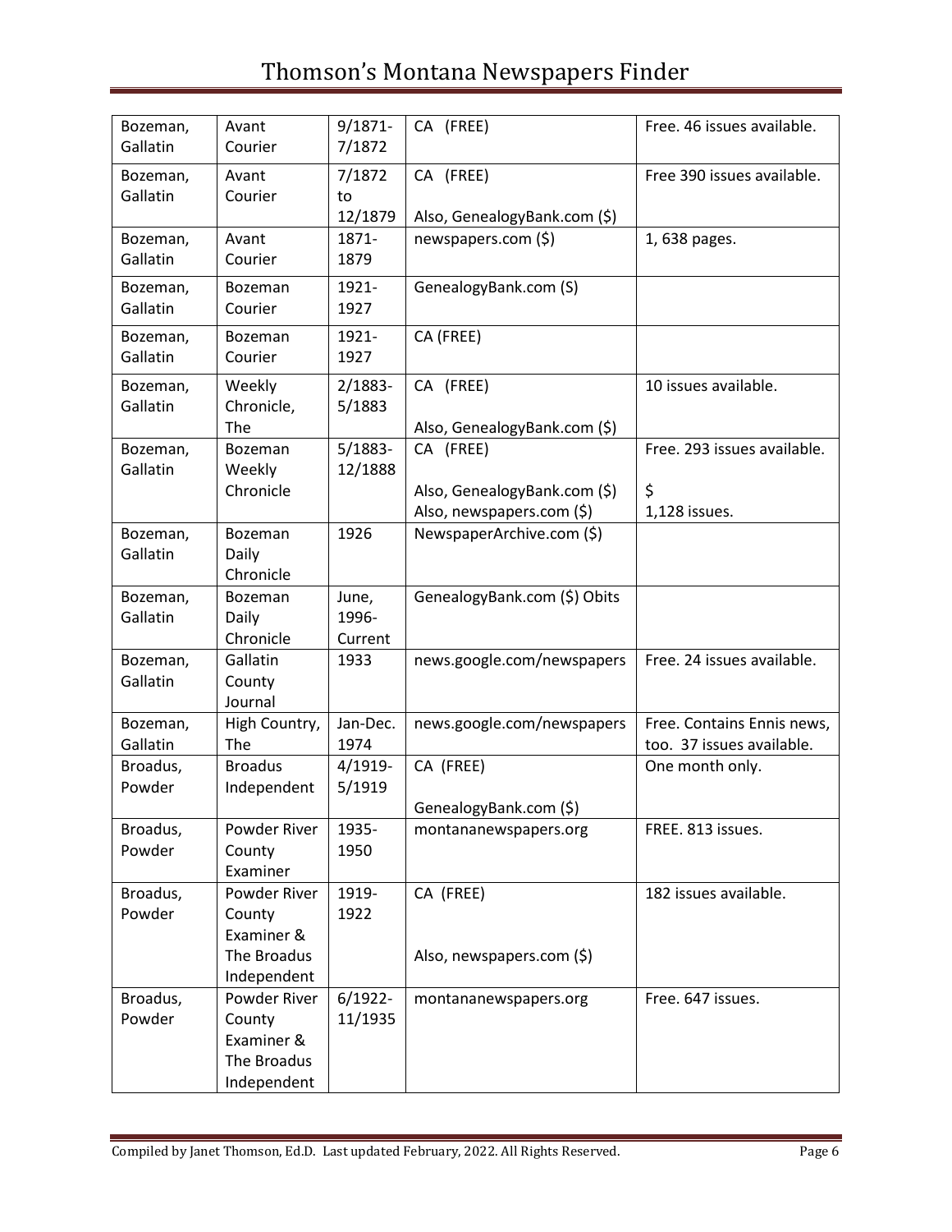| | | | | |
|---|---|---|---|---|
| Bozeman, Gallatin | Avant Courier | 9/1871-7/1872 | CA (FREE) | Free. 46 issues available. |
| Bozeman, Gallatin | Avant Courier | 7/1872 to 12/1879 | CA (FREE)<br><br>Also, GenealogyBank.com ($) | Free 390 issues available. |
| Bozeman, Gallatin | Avant Courier | 1871-1879 | newspapers.com ($) | 1, 638 pages. |
| Bozeman, Gallatin | Bozeman Courier | 1921-1927 | GenealogyBank.com (S) | |
| Bozeman, Gallatin | Bozeman Courier | 1921-1927 | CA (FREE) | |
| Bozeman, Gallatin | Weekly Chronicle, The | 2/1883-5/1883 | CA (FREE)<br><br>Also, GenealogyBank.com ($) | 10 issues available. |
| Bozeman, Gallatin | Bozeman Weekly Chronicle | 5/1883-12/1888 | CA (FREE)<br><br>Also, GenealogyBank.com ($)<br>Also, newspapers.com ($) | Free. 293 issues available.<br><br>$<br>1,128 issues. |
| Bozeman, Gallatin | Bozeman Daily Chronicle | 1926 | NewspaperArchive.com ($) | |
| Bozeman, Gallatin | Bozeman Daily Chronicle | June, 1996-Current | GenealogyBank.com ($) Obits | |
| Bozeman, Gallatin | Gallatin County Journal | 1933 | news.google.com/newspapers | Free. 24 issues available. |
| Bozeman, Gallatin | High Country, The | Jan-Dec. 1974 | news.google.com/newspapers | Free. Contains Ennis news, too. 37 issues available. |
| Broadus, Powder | Broadus Independent | 4/1919-5/1919 | CA (FREE)<br><br>GenealogyBank.com ($) | One month only. |
| Broadus, Powder | Powder River County Examiner | 1935-1950 | montananewspapers.org | FREE. 813 issues. |
| Broadus, Powder | Powder River County Examiner & The Broadus Independent | 1919-1922 | CA (FREE)<br><br>Also, newspapers.com ($) | 182 issues available. |
| Broadus, Powder | Powder River County Examiner & The Broadus Independent | 6/1922-11/1935 | montananewspapers.org | Free. 647 issues. |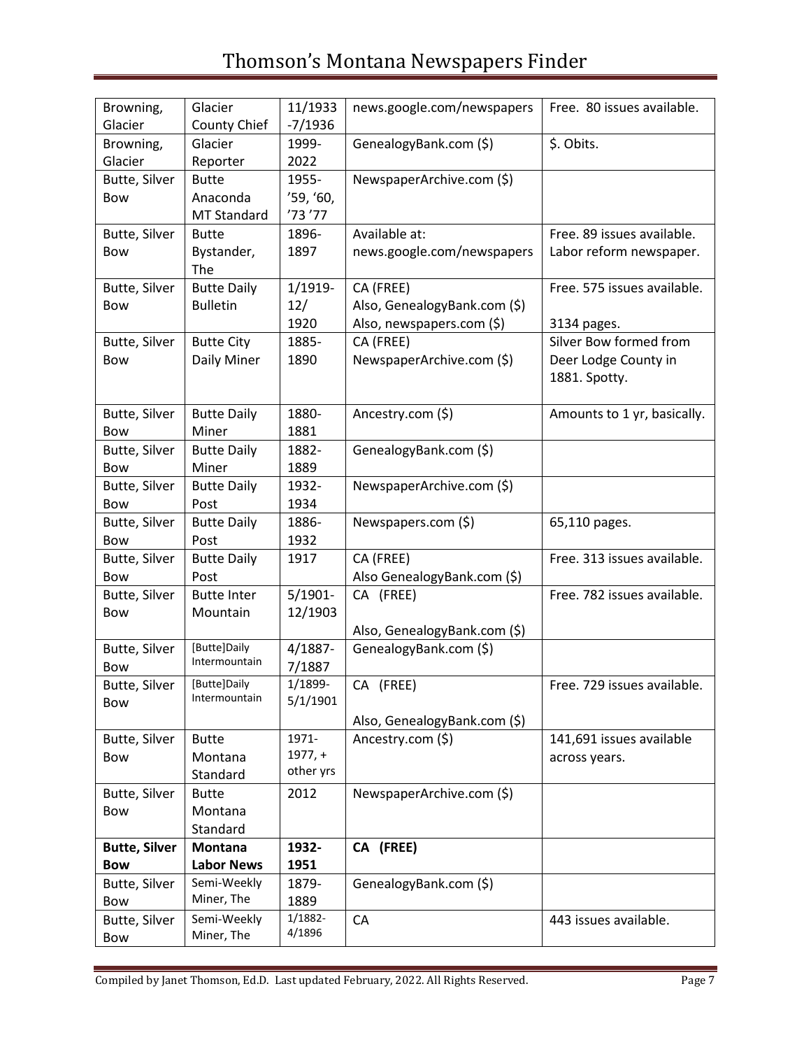| Browning, Glacier | Glacier County Chief | 11/1933 -7/1936 | news.google.com/newspapers | Free. 80 issues available. |
|---|---|---|---|---|
| Browning, Glacier | Glacier Reporter | 1999-2022 | GenealogyBank.com ($) | $. Obits. |
| Butte, Silver Bow | Butte Anaconda MT Standard | 1955-'59, '60, '73 '77 | NewspaperArchive.com ($) | |
| Butte, Silver Bow | Butte Bystander, The | 1896-1897 | Available at: news.google.com/newspapers | Free. 89 issues available. Labor reform newspaper. |
| Butte, Silver Bow | Butte Daily Bulletin | 1/1919-12/1920 | CA (FREE) Also, GenealogyBank.com ($) Also, newspapers.com ($) | Free. 575 issues available. 3134 pages. |
| Butte, Silver Bow | Butte City Daily Miner | 1885-1890 | CA (FREE) NewspaperArchive.com ($) | Silver Bow formed from Deer Lodge County in 1881. Spotty. |
| Butte, Silver Bow | Butte Daily Miner | 1880-1881 | Ancestry.com ($) | Amounts to 1 yr, basically. |
| Butte, Silver Bow | Butte Daily Miner | 1882-1889 | GenealogyBank.com ($) | |
| Butte, Silver Bow | Butte Daily Post | 1932-1934 | NewspaperArchive.com ($) | |
| Butte, Silver Bow | Butte Daily Post | 1886-1932 | Newspapers.com ($) | 65,110 pages. |
| Butte, Silver Bow | Butte Daily Post | 1917 | CA (FREE) Also GenealogyBank.com ($) | Free. 313 issues available. |
| Butte, Silver Bow | Butte Inter Mountain | 5/1901-12/1903 | CA (FREE) Also, GenealogyBank.com ($) | Free. 782 issues available. |
| Butte, Silver Bow | [Butte]Daily Intermountain | 4/1887-7/1887 | GenealogyBank.com ($) | |
| Butte, Silver Bow | [Butte]Daily Intermountain | 1/1899-5/1/1901 | CA (FREE) Also, GenealogyBank.com ($) | Free. 729 issues available. |
| Butte, Silver Bow | Butte Montana Standard | 1971-1977, + other yrs | Ancestry.com ($) | 141,691 issues available across years. |
| Butte, Silver Bow | Butte Montana Standard | 2012 | NewspaperArchive.com ($) | |
| **Butte, Silver Bow** | **Montana Labor News** | **1932-1951** | **CA (FREE)** | |
| Butte, Silver Bow | Semi-Weekly Miner, The | 1879-1889 | GenealogyBank.com ($) | |
| Butte, Silver Bow | Semi-Weekly Miner, The | 1/1882-4/1896 | CA | 443 issues available. |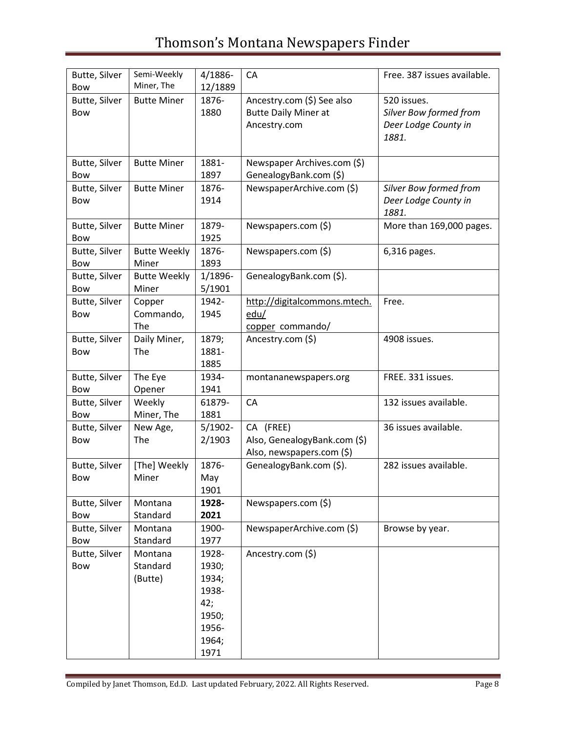| Butte, Silver Bow | Semi-Weekly Miner, The | 4/1886-12/1889 | CA | Free. 387 issues available. |
|---|---|---|---|---|
| Butte, Silver Bow | Butte Miner | 1876-1880 | Ancestry.com ($) See also Butte Daily Miner at Ancestry.com | 520 issues. *Silver Bow formed from Deer Lodge County in 1881.* |
| Butte, Silver Bow | Butte Miner | 1881-1897 | Newspaper Archives.com ($) GenealogyBank.com ($) | |
| Butte, Silver Bow | Butte Miner | 1876-1914 | NewspaperArchive.com ($) | *Silver Bow formed from Deer Lodge County in 1881.* |
| Butte, Silver Bow | Butte Miner | 1879-1925 | Newspapers.com ($) | More than 169,000 pages. |
| Butte, Silver Bow | Butte Weekly Miner | 1876-1893 | Newspapers.com ($) | 6,316 pages. |
| Butte, Silver Bow | Butte Weekly Miner | 1/1896-5/1901 | GenealogyBank.com ($). | |
| Butte, Silver Bow | Copper Commando, The | 1942-1945 | http://digitalcommons.mtech.edu/ copper commando/ | Free. |
| Butte, Silver Bow | Daily Miner, The | 1879; 1881-1885 | Ancestry.com ($) | 4908 issues. |
| Butte, Silver Bow | The Eye Opener | 1934-1941 | montananewspapers.org | FREE. 331 issues. |
| Butte, Silver Bow | Weekly Miner, The | 61879-1881 | CA | 132 issues available. |
| Butte, Silver Bow | New Age, The | 5/1902-2/1903 | CA (FREE) Also, GenealogyBank.com ($) Also, newspapers.com ($) | 36 issues available. |
| Butte, Silver Bow | [The] Weekly Miner | 1876-May 1901 | GenealogyBank.com ($). | 282 issues available. |
| Butte, Silver Bow | Montana Standard | **1928-2021** | Newspapers.com ($) | |
| Butte, Silver Bow | Montana Standard | 1900-1977 | NewspaperArchive.com ($) | Browse by year. |
| Butte, Silver Bow | Montana Standard (Butte) | 1928-1930; 1934; 1938-42; 1950; 1956-1964; 1971 | Ancestry.com ($) | |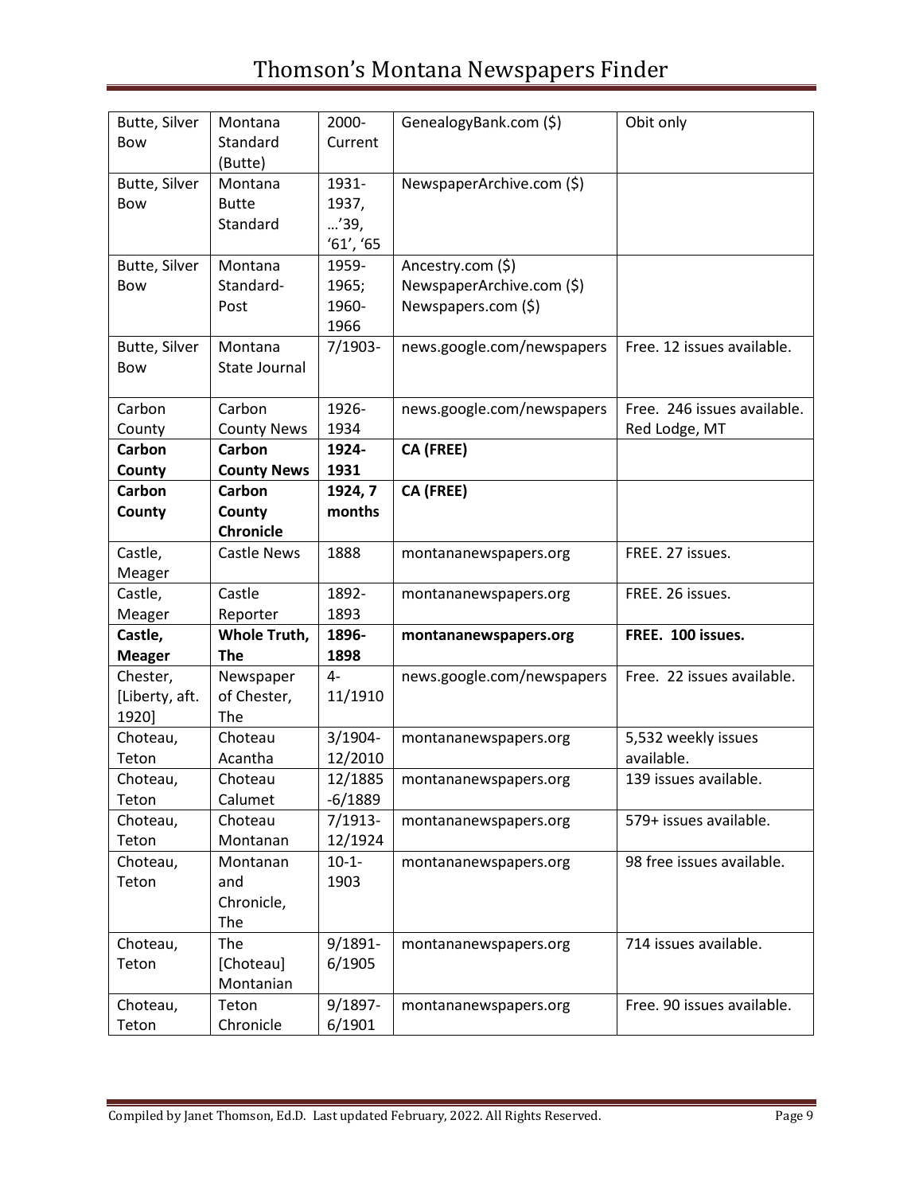| | | | | |
|---|---|---|---|---|
| Butte, Silver Bow | Montana Standard (Butte) | 2000-Current | GenealogyBank.com ($) | Obit only |
| Butte, Silver Bow | Montana Butte Standard | 1931-1937, …'39, '61', '65 | NewspaperArchive.com ($) | |
| Butte, Silver Bow | Montana Standard-Post | 1959-1965; 1960-1966 | Ancestry.com ($) NewspaperArchive.com ($) Newspapers.com ($) | |
| Butte, Silver Bow | Montana State Journal | 7/1903- | news.google.com/newspapers | Free. 12 issues available. |
| Carbon County | Carbon County News | 1926-1934 | news.google.com/newspapers | Free. 246 issues available. Red Lodge, MT |
| **Carbon County** | **Carbon County News** | **1924-1931** | **CA (FREE)** | |
| **Carbon County** | **Carbon County Chronicle** | **1924, 7 months** | **CA (FREE)** | |
| Castle, Meager | Castle News | 1888 | montananewspapers.org | FREE. 27 issues. |
| Castle, Meager | Castle Reporter | 1892-1893 | montananewspapers.org | FREE. 26 issues. |
| **Castle, Meager** | **Whole Truth, The** | **1896-1898** | **montananewspapers.org** | **FREE. 100 issues.** |
| Chester, [Liberty, aft. 1920] | Newspaper of Chester, The | 4-11/1910 | news.google.com/newspapers | Free. 22 issues available. |
| Choteau, Teton | Choteau Acantha | 3/1904-12/2010 | montananewspapers.org | 5,532 weekly issues available. |
| Choteau, Teton | Choteau Calumet | 12/1885-6/1889 | montananewspapers.org | 139 issues available. |
| Choteau, Teton | Choteau Montanan | 7/1913-12/1924 | montananewspapers.org | 579+ issues available. |
| Choteau, Teton | Montanan and Chronicle, The | 10-1-1903 | montananewspapers.org | 98 free issues available. |
| Choteau, Teton | The [Choteau] Montanian | 9/1891-6/1905 | montananewspapers.org | 714 issues available. |
| Choteau, Teton | Teton Chronicle | 9/1897-6/1901 | montananewspapers.org | Free. 90 issues available. |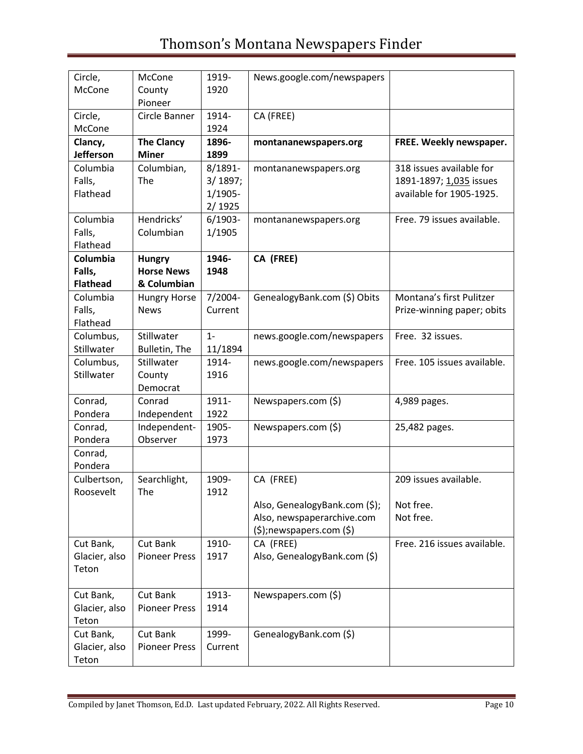| Circle, McCone | McCone County Pioneer | 1919-1920 | News.google.com/newspapers | |
|---|---|---|---|---|
| Circle, McCone | Circle Banner | 1914-1924 | CA (FREE) | |
| **Clancy, Jefferson** | **The Clancy Miner** | **1896-1899** | **montananewspapers.org** | **FREE. Weekly newspaper.** |
| Columbia Falls, Flathead | Columbian, The | 8/1891-3/ 1897; 1/1905-2/ 1925 | montananewspapers.org | 318 issues available for 1891-1897; 1,035 issues available for 1905-1925. |
| Columbia Falls, Flathead | Hendricks' Columbian | 6/1903-1/1905 | montananewspapers.org | Free. 79 issues available. |
| **Columbia Falls, Flathead** | **Hungry Horse News & Columbian** | **1946-1948** | **CA (FREE)** | |
| Columbia Falls, Flathead | Hungry Horse News | 7/2004-Current | GenealogyBank.com ($) Obits | Montana's first Pulitzer Prize-winning paper; obits |
| Columbus, Stillwater | Stillwater Bulletin, The | 1-11/1894 | news.google.com/newspapers | Free. 32 issues. |
| Columbus, Stillwater | Stillwater County Democrat | 1914-1916 | news.google.com/newspapers | Free. 105 issues available. |
| Conrad, Pondera | Conrad Independent | 1911-1922 | Newspapers.com ($) | 4,989 pages. |
| Conrad, Pondera | Independent-Observer | 1905-1973 | Newspapers.com ($) | 25,482 pages. |
| Conrad, Pondera | | | | |
| Culbertson, Roosevelt | Searchlight, The | 1909-1912 | CA (FREE)<br><br>Also, GenealogyBank.com ($); Also, newspaperarchive.com ($);newspapers.com ($) | 209 issues available.<br><br>Not free.<br>Not free. |
| Cut Bank, Glacier, also Teton | Cut Bank Pioneer Press | 1910-1917 | CA (FREE)<br>Also, GenealogyBank.com ($) | Free. 216 issues available. |
| Cut Bank, Glacier, also Teton | Cut Bank Pioneer Press | 1913-1914 | Newspapers.com ($) | |
| Cut Bank, Glacier, also Teton | Cut Bank Pioneer Press | 1999-Current | GenealogyBank.com ($) | |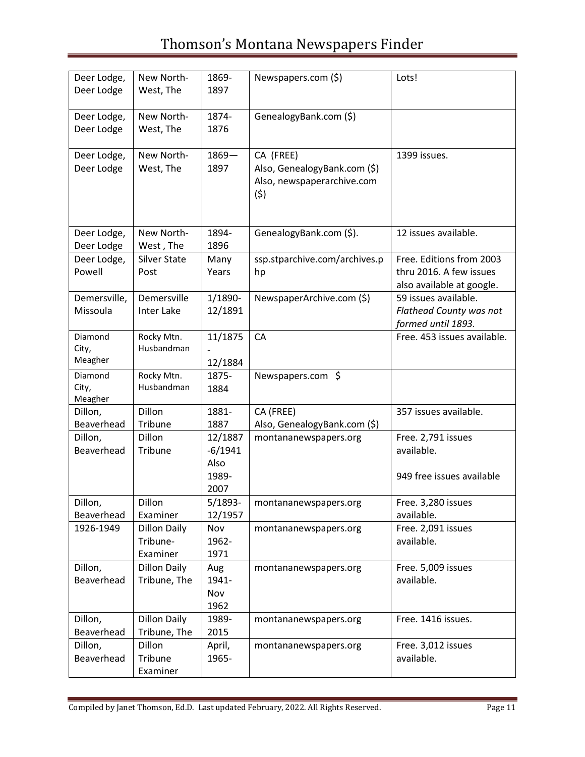| | | | | |
|---|---|---|---|---|
| Deer Lodge, Deer Lodge | New North-West, The | 1869-1897 | Newspapers.com ($) | Lots! |
| Deer Lodge, Deer Lodge | New North-West, The | 1874-1876 | GenealogyBank.com ($) | |
| Deer Lodge, Deer Lodge | New North-West, The | 1869—1897 | CA (FREE)<br>Also, GenealogyBank.com ($)<br>Also, newspaperarchive.com ($) | 1399 issues. |
| Deer Lodge, Deer Lodge | New North-West , The | 1894-1896 | GenealogyBank.com ($). | 12 issues available. |
| Deer Lodge, Powell | Silver State Post | Many Years | ssp.stparchive.com/archives.php | Free. Editions from 2003 thru 2016. A few issues also available at google. |
| Demersville, Missoula | Demersville Inter Lake | 1/1890-12/1891 | NewspaperArchive.com ($) | 59 issues available. *Flathead County was not formed until 1893.* |
| Diamond City, Meagher | Rocky Mtn. Husbandman | 11/1875-12/1884 | CA | Free. 453 issues available. |
| Diamond City, Meagher | Rocky Mtn. Husbandman | 1875-1884 | Newspapers.com $ | |
| Dillon, Beaverhead | Dillon Tribune | 1881-1887 | CA (FREE)<br>Also, GenealogyBank.com ($) | 357 issues available. |
| Dillon, Beaverhead | Dillon Tribune | 12/1887-6/1941<br>Also 1989-2007 | montananewspapers.org | Free. 2,791 issues available.<br><br>949 free issues available |
| Dillon, Beaverhead | Dillon Examiner | 5/1893-12/1957 | montananewspapers.org | Free. 3,280 issues available. |
| 1926-1949 | Dillon Daily Tribune-Examiner | Nov 1962-1971 | montananewspapers.org | Free. 2,091 issues available. |
| Dillon, Beaverhead | Dillon Daily Tribune, The | Aug 1941-Nov 1962 | montananewspapers.org | Free. 5,009 issues available. |
| Dillon, Beaverhead | Dillon Daily Tribune, The | 1989-2015 | montananewspapers.org | Free. 1416 issues. |
| Dillon, Beaverhead | Dillon Tribune Examiner | April, 1965- | montananewspapers.org | Free. 3,012 issues available. |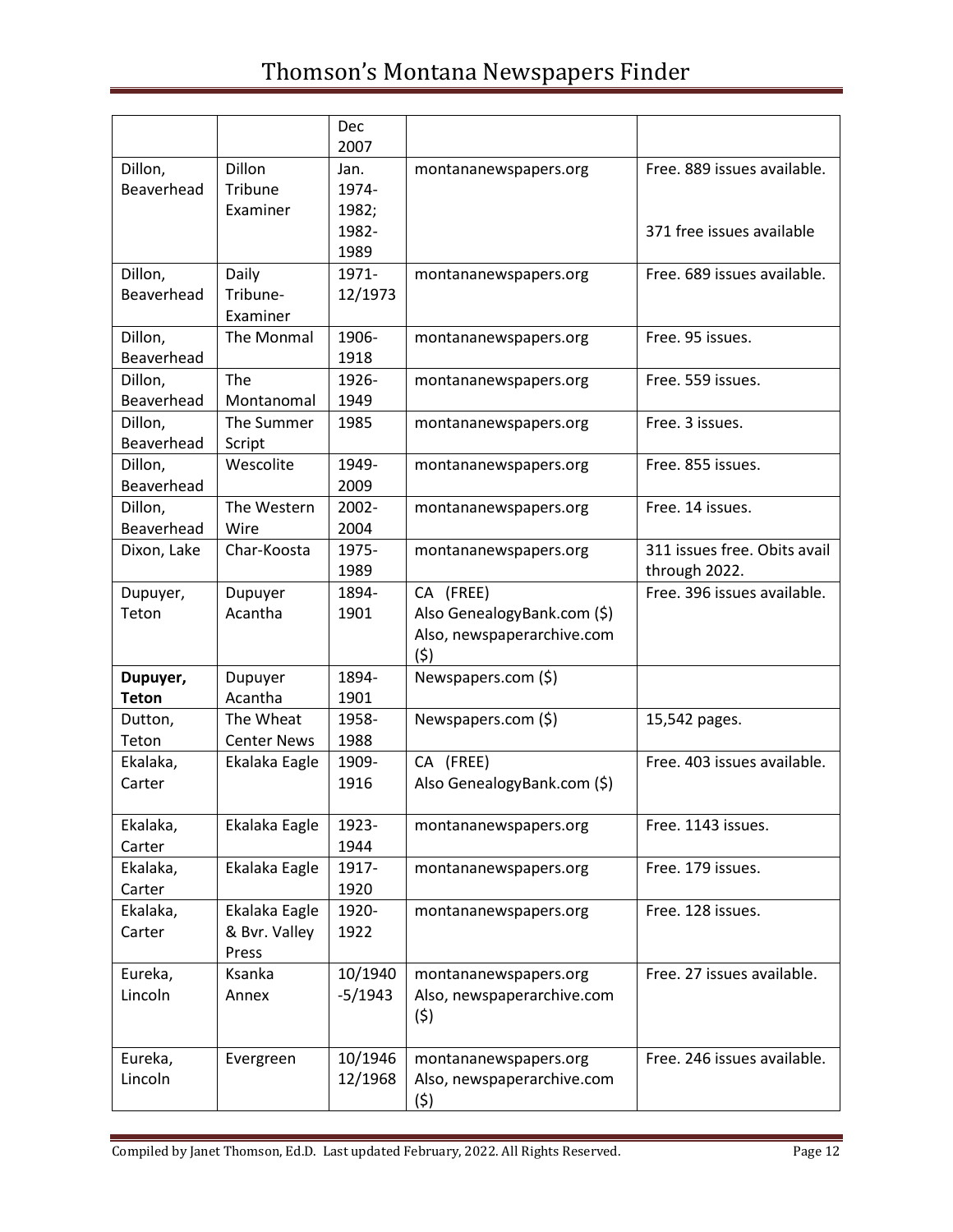| | | Dec 2007 | | |
|---|---|---|---|---|
| Dillon, Beaverhead | Dillon Tribune Examiner | Jan. 1974-1982; 1982-1989 | montananewspapers.org | Free. 889 issues available. 371 free issues available |
| Dillon, Beaverhead | Daily Tribune-Examiner | 1971-12/1973 | montananewspapers.org | Free. 689 issues available. |
| Dillon, Beaverhead | The Monmal | 1906-1918 | montananewspapers.org | Free. 95 issues. |
| Dillon, Beaverhead | The Montanomal | 1926-1949 | montananewspapers.org | Free. 559 issues. |
| Dillon, Beaverhead | The Summer Script | 1985 | montananewspapers.org | Free. 3 issues. |
| Dillon, Beaverhead | Wescolite | 1949-2009 | montananewspapers.org | Free. 855 issues. |
| Dillon, Beaverhead | The Western Wire | 2002-2004 | montananewspapers.org | Free. 14 issues. |
| Dixon, Lake | Char-Koosta | 1975-1989 | montananewspapers.org | 311 issues free. Obits avail through 2022. |
| Dupuyer, Teton | Dupuyer Acantha | 1894-1901 | CA (FREE) Also GenealogyBank.com ($) Also, newspaperarchive.com ($) | Free. 396 issues available. |
| **Dupuyer, Teton** | Dupuyer Acantha | 1894-1901 | Newspapers.com ($) | |
| Dutton, Teton | The Wheat Center News | 1958-1988 | Newspapers.com ($) | 15,542 pages. |
| Ekalaka, Carter | Ekalaka Eagle | 1909-1916 | CA (FREE) Also GenealogyBank.com ($) | Free. 403 issues available. |
| Ekalaka, Carter | Ekalaka Eagle | 1923-1944 | montananewspapers.org | Free. 1143 issues. |
| Ekalaka, Carter | Ekalaka Eagle | 1917-1920 | montananewspapers.org | Free. 179 issues. |
| Ekalaka, Carter | Ekalaka Eagle & Bvr. Valley Press | 1920-1922 | montananewspapers.org | Free. 128 issues. |
| Eureka, Lincoln | Ksanka Annex | 10/1940-5/1943 | montananewspapers.org Also, newspaperarchive.com ($) | Free. 27 issues available. |
| Eureka, Lincoln | Evergreen | 10/1946 12/1968 | montananewspapers.org Also, newspaperarchive.com ($) | Free. 246 issues available. |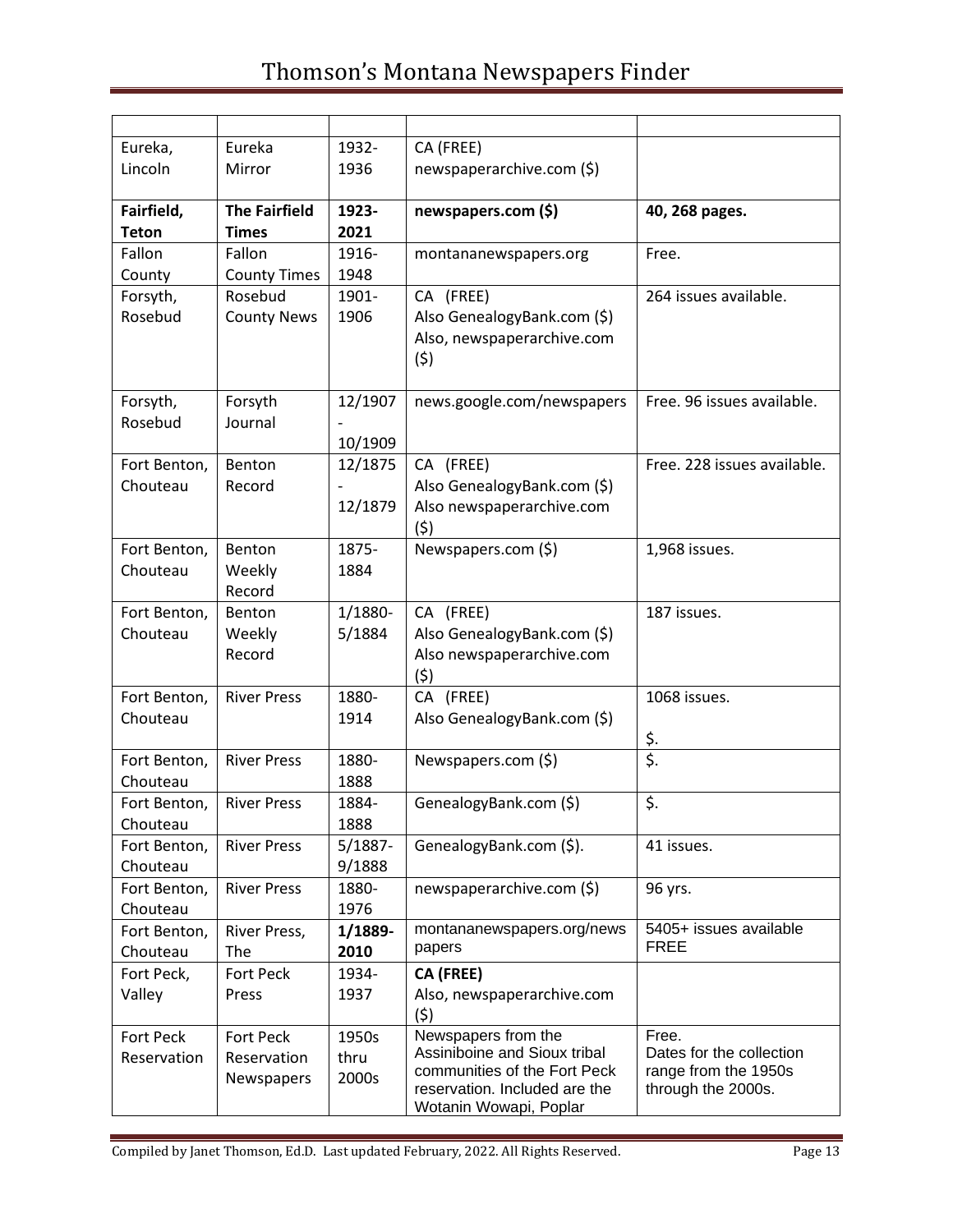| | | | | |
|---|---|---|---|---|
| Eureka, Lincoln | Eureka Mirror | 1932-1936 | CA (FREE) newspaperarchive.com ($) | |
| **Fairfield, Teton** | **The Fairfield Times** | **1923-2021** | **newspapers.com ($)** | **40, 268 pages.** |
| Fallon County | Fallon County Times | 1916-1948 | montananewspapers.org | Free. |
| Forsyth, Rosebud | Rosebud County News | 1901-1906 | CA (FREE) Also GenealogyBank.com ($) Also, newspaperarchive.com ($) | 264 issues available. |
| Forsyth, Rosebud | Forsyth Journal | 12/1907 - 10/1909 | news.google.com/newspapers | Free. 96 issues available. |
| Fort Benton, Chouteau | Benton Record | 12/1875 - 12/1879 | CA (FREE) Also GenealogyBank.com ($) Also newspaperarchive.com ($) | Free. 228 issues available. |
| Fort Benton, Chouteau | Benton Weekly Record | 1875-1884 | Newspapers.com ($) | 1,968 issues. |
| Fort Benton, Chouteau | Benton Weekly Record | 1/1880-5/1884 | CA (FREE) Also GenealogyBank.com ($) Also newspaperarchive.com ($) | 187 issues. |
| Fort Benton, Chouteau | River Press | 1880-1914 | CA (FREE) Also GenealogyBank.com ($) | 1068 issues. $. |
| Fort Benton, Chouteau | River Press | 1880-1888 | Newspapers.com ($) | $. |
| Fort Benton, Chouteau | River Press | 1884-1888 | GenealogyBank.com ($) | $. |
| Fort Benton, Chouteau | River Press | 5/1887-9/1888 | GenealogyBank.com ($). | 41 issues. |
| Fort Benton, Chouteau | River Press | 1880-1976 | newspaperarchive.com ($) | 96 yrs. |
| Fort Benton, Chouteau | River Press, The | **1/1889-2010** | montananewspapers.org/newspapers | 5405+ issues available FREE |
| Fort Peck, Valley | Fort Peck Press | 1934-1937 | **CA (FREE)** Also, newspaperarchive.com ($) | |
| Fort Peck Reservation | Fort Peck Reservation Newspapers | 1950s thru 2000s | Newspapers from the Assiniboine and Sioux tribal communities of the Fort Peck reservation. Included are the Wotanin Wowapi, Poplar | Free. Dates for the collection range from the 1950s through the 2000s. |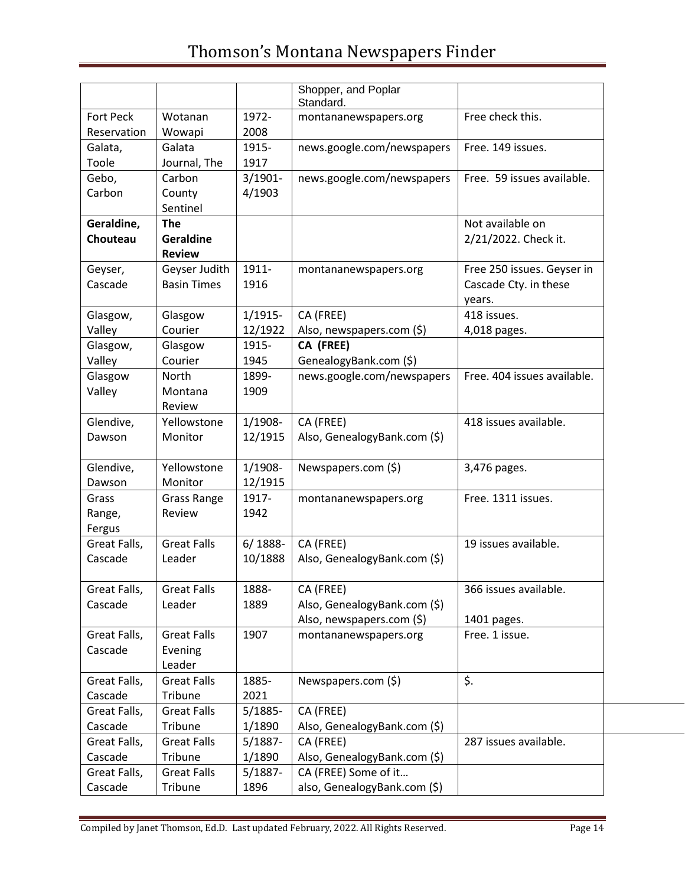| | | | Shopper, and Poplar Standard. | |
|---|---|---|---|---|
| Fort Peck Reservation | Wotanan Wowapi | 1972-2008 | montananewspapers.org | Free check this. |
| Galata, Toole | Galata Journal, The | 1915-1917 | news.google.com/newspapers | Free. 149 issues. |
| Gebo, Carbon | Carbon County Sentinel | 3/1901-4/1903 | news.google.com/newspapers | Free. 59 issues available. |
| **Geraldine, Chouteau** | **The Geraldine Review** | | | Not available on 2/21/2022. Check it. |
| Geyser, Cascade | Geyser Judith Basin Times | 1911-1916 | montananewspapers.org | Free 250 issues. Geyser in Cascade Cty. in these years. |
| Glasgow, Valley | Glasgow Courier | 1/1915-12/1922 | CA (FREE) Also, newspapers.com ($) | 418 issues. 4,018 pages. |
| Glasgow, Valley | Glasgow Courier | 1915-1945 | **CA (FREE)** GenealogyBank.com ($) | |
| Glasgow Valley | North Montana Review | 1899-1909 | news.google.com/newspapers | Free. 404 issues available. |
| Glendive, Dawson | Yellowstone Monitor | 1/1908-12/1915 | CA (FREE) Also, GenealogyBank.com ($) | 418 issues available. |
| Glendive, Dawson | Yellowstone Monitor | 1/1908-12/1915 | Newspapers.com ($) | 3,476 pages. |
| Grass Range, Fergus | Grass Range Review | 1917-1942 | montananewspapers.org | Free. 1311 issues. |
| Great Falls, Cascade | Great Falls Leader | 6/ 1888-10/1888 | CA (FREE) Also, GenealogyBank.com ($) | 19 issues available. |
| Great Falls, Cascade | Great Falls Leader | 1888-1889 | CA (FREE) Also, GenealogyBank.com ($) Also, newspapers.com ($) | 366 issues available. 1401 pages. |
| Great Falls, Cascade | Great Falls Evening Leader | 1907 | montananewspapers.org | Free. 1 issue. |
| Great Falls, Cascade | Great Falls Tribune | 1885-2021 | Newspapers.com ($) | $. |
| Great Falls, Cascade | Great Falls Tribune | 5/1885-1/1890 | CA (FREE) Also, GenealogyBank.com ($) | |
| Great Falls, Cascade | Great Falls Tribune | 5/1887-1/1890 | CA (FREE) Also, GenealogyBank.com ($) | 287 issues available. |
| Great Falls, Cascade | Great Falls Tribune | 5/1887-1896 | CA (FREE) Some of it… also, GenealogyBank.com ($) | |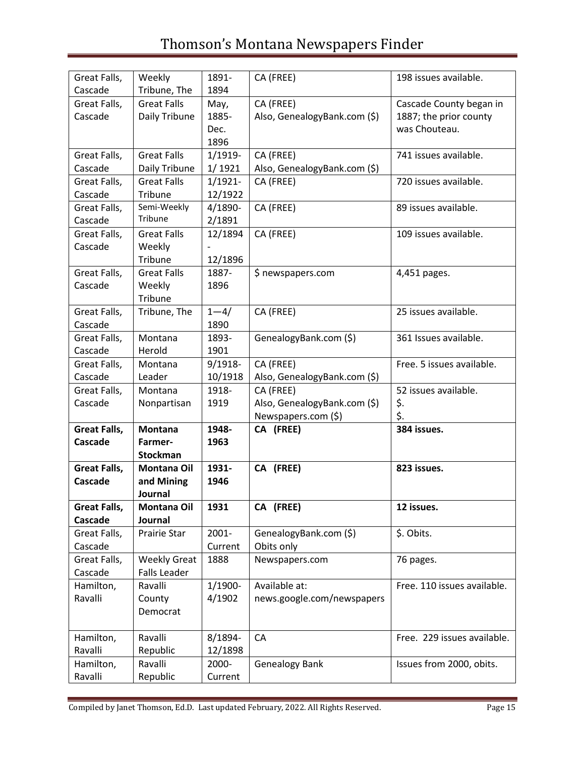| Great Falls, Cascade | Weekly Tribune, The | 1891-1894 | CA (FREE) | 198 issues available. |
|---|---|---|---|---|
| Great Falls, Cascade | Great Falls Daily Tribune | May, 1885-Dec. 1896 | CA (FREE) Also, GenealogyBank.com ($) | Cascade County began in 1887; the prior county was Chouteau. |
| Great Falls, Cascade | Great Falls Daily Tribune | 1/1919-1/ 1921 | CA (FREE) Also, GenealogyBank.com ($) | 741 issues available. |
| Great Falls, Cascade | Great Falls Tribune | 1/1921-12/1922 | CA (FREE) | 720 issues available. |
| Great Falls, Cascade | Semi-Weekly Tribune | 4/1890-2/1891 | CA (FREE) | 89 issues available. |
| Great Falls, Cascade | Great Falls Weekly Tribune | 12/1894-12/1896 | CA (FREE) | 109 issues available. |
| Great Falls, Cascade | Great Falls Weekly Tribune | 1887-1896 | $ newspapers.com | 4,451 pages. |
| Great Falls, Cascade | Tribune, The | 1—4/ 1890 | CA (FREE) | 25 issues available. |
| Great Falls, Cascade | Montana Herold | 1893-1901 | GenealogyBank.com ($) | 361 Issues available. |
| Great Falls, Cascade | Montana Leader | 9/1918-10/1918 | CA (FREE) Also, GenealogyBank.com ($) | Free. 5 issues available. |
| Great Falls, Cascade | Montana Nonpartisan | 1918-1919 | CA (FREE) Also, GenealogyBank.com ($) Newspapers.com ($) | 52 issues available. $. $. |
| **Great Falls, Cascade** | **Montana Farmer-Stockman** | **1948-1963** | **CA (FREE)** | **384 issues.** |
| **Great Falls, Cascade** | **Montana Oil and Mining Journal** | **1931-1946** | **CA (FREE)** | **823 issues.** |
| **Great Falls, Cascade** | **Montana Oil Journal** | **1931** | **CA (FREE)** | **12 issues.** |
| Great Falls, Cascade | Prairie Star | 2001-Current | GenealogyBank.com ($) Obits only | $. Obits. |
| Great Falls, Cascade | Weekly Great Falls Leader | 1888 | Newspapers.com | 76 pages. |
| Hamilton, Ravalli | Ravalli County Democrat | 1/1900-4/1902 | Available at: news.google.com/newspapers | Free. 110 issues available. |
| Hamilton, Ravalli | Ravalli Republic | 8/1894-12/1898 | CA | Free. 229 issues available. |
| Hamilton, Ravalli | Ravalli Republic | 2000-Current | Genealogy Bank | Issues from 2000, obits. |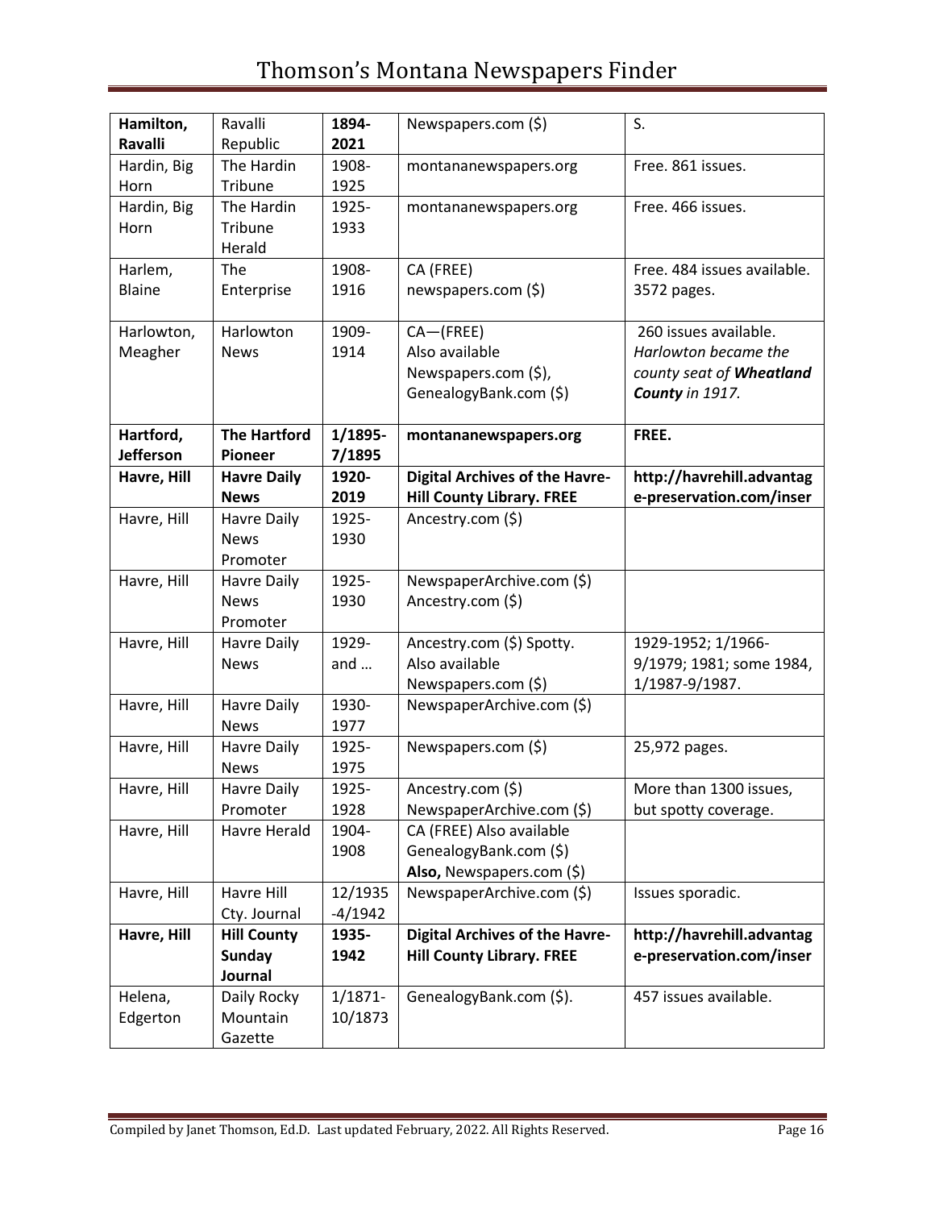| **Hamilton, Ravalli** | Ravalli Republic | **1894-2021** | Newspapers.com ($) | S. |
|---|---|---|---|---|
| Hardin, Big Horn | The Hardin Tribune | 1908-1925 | montananewspapers.org | Free. 861 issues. |
| Hardin, Big Horn | The Hardin Tribune Herald | 1925-1933 | montananewspapers.org | Free. 466 issues. |
| Harlem, Blaine | The Enterprise | 1908-1916 | CA (FREE)<br>newspapers.com ($) | Free. 484 issues available. 3572 pages. |
| Harlowton, Meagher | Harlowton News | 1909-1914 | CA—(FREE)<br>Also available Newspapers.com ($), GenealogyBank.com ($) | 260 issues available. *Harlowton became the county seat of **Wheatland County** in 1917.* |
| **Hartford, Jefferson** | **The Hartford Pioneer** | **1/1895-7/1895** | **montananewspapers.org** | **FREE.** |
| **Havre, Hill** | **Havre Daily News** | **1920-2019** | **Digital Archives of the Havre-Hill County Library. FREE** | **http://havrehill.advantage-preservation.com/inser** |
| Havre, Hill | Havre Daily News Promoter | 1925-1930 | Ancestry.com ($) | |
| Havre, Hill | Havre Daily News Promoter | 1925-1930 | NewspaperArchive.com ($)<br>Ancestry.com ($) | |
| Havre, Hill | Havre Daily News | 1929-and … | Ancestry.com ($) Spotty. Also available Newspapers.com ($) | 1929-1952; 1/1966-9/1979; 1981; some 1984, 1/1987-9/1987. |
| Havre, Hill | Havre Daily News | 1930-1977 | NewspaperArchive.com ($) | |
| Havre, Hill | Havre Daily News | 1925-1975 | Newspapers.com ($) | 25,972 pages. |
| Havre, Hill | Havre Daily Promoter | 1925-1928 | Ancestry.com ($)<br>NewspaperArchive.com ($) | More than 1300 issues, but spotty coverage. |
| Havre, Hill | Havre Herald | 1904-1908 | CA (FREE) Also available GenealogyBank.com ($)<br>**Also,** Newspapers.com ($) | |
| Havre, Hill | Havre Hill Cty. Journal | 12/1935-4/1942 | NewspaperArchive.com ($) | Issues sporadic. |
| **Havre, Hill** | **Hill County Sunday Journal** | **1935-1942** | **Digital Archives of the Havre-Hill County Library. FREE** | **http://havrehill.advantage-preservation.com/inser** |
| Helena, Edgerton | Daily Rocky Mountain Gazette | 1/1871-10/1873 | GenealogyBank.com ($). | 457 issues available. |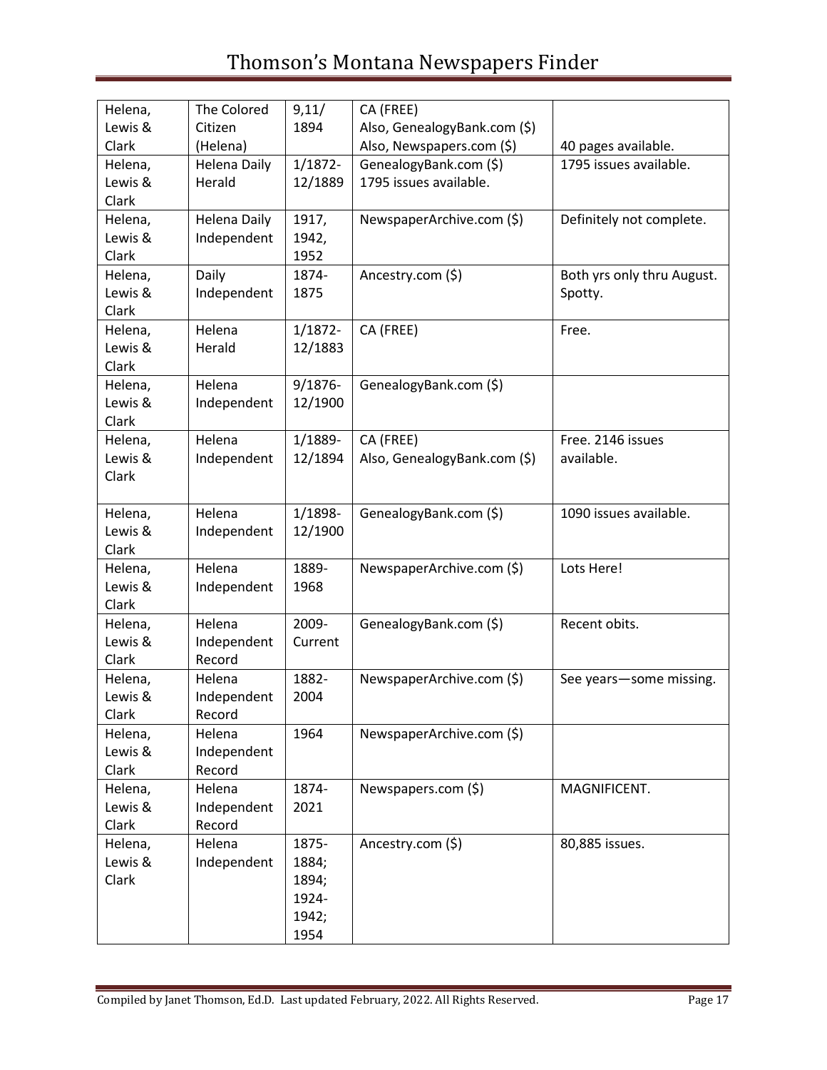| Helena, Lewis & Clark | The Colored Citizen (Helena) | 9,11/ 1894 | CA (FREE) Also, GenealogyBank.com ($) Also, Newspapers.com ($) | 40 pages available. |
|---|---|---|---|---|
| Helena, Lewis & Clark | Helena Daily Herald | 1/1872-12/1889 | GenealogyBank.com ($) 1795 issues available. | 1795 issues available. |
| Helena, Lewis & Clark | Helena Daily Independent | 1917, 1942, 1952 | NewspaperArchive.com ($) | Definitely not complete. |
| Helena, Lewis & Clark | Daily Independent | 1874-1875 | Ancestry.com ($) | Both yrs only thru August. Spotty. |
| Helena, Lewis & Clark | Helena Herald | 1/1872-12/1883 | CA (FREE) | Free. |
| Helena, Lewis & Clark | Helena Independent | 9/1876-12/1900 | GenealogyBank.com ($) | |
| Helena, Lewis & Clark | Helena Independent | 1/1889-12/1894 | CA (FREE) Also, GenealogyBank.com ($) | Free. 2146 issues available. |
| Helena, Lewis & Clark | Helena Independent | 1/1898-12/1900 | GenealogyBank.com ($) | 1090 issues available. |
| Helena, Lewis & Clark | Helena Independent | 1889-1968 | NewspaperArchive.com ($) | Lots Here! |
| Helena, Lewis & Clark | Helena Independent Record | 2009-Current | GenealogyBank.com ($) | Recent obits. |
| Helena, Lewis & Clark | Helena Independent Record | 1882-2004 | NewspaperArchive.com ($) | See years—some missing. |
| Helena, Lewis & Clark | Helena Independent Record | 1964 | NewspaperArchive.com ($) | |
| Helena, Lewis & Clark | Helena Independent Record | 1874-2021 | Newspapers.com ($) | MAGNIFICENT. |
| Helena, Lewis & Clark | Helena Independent | 1875-1884; 1894; 1924-1942; 1954 | Ancestry.com ($) | 80,885 issues. |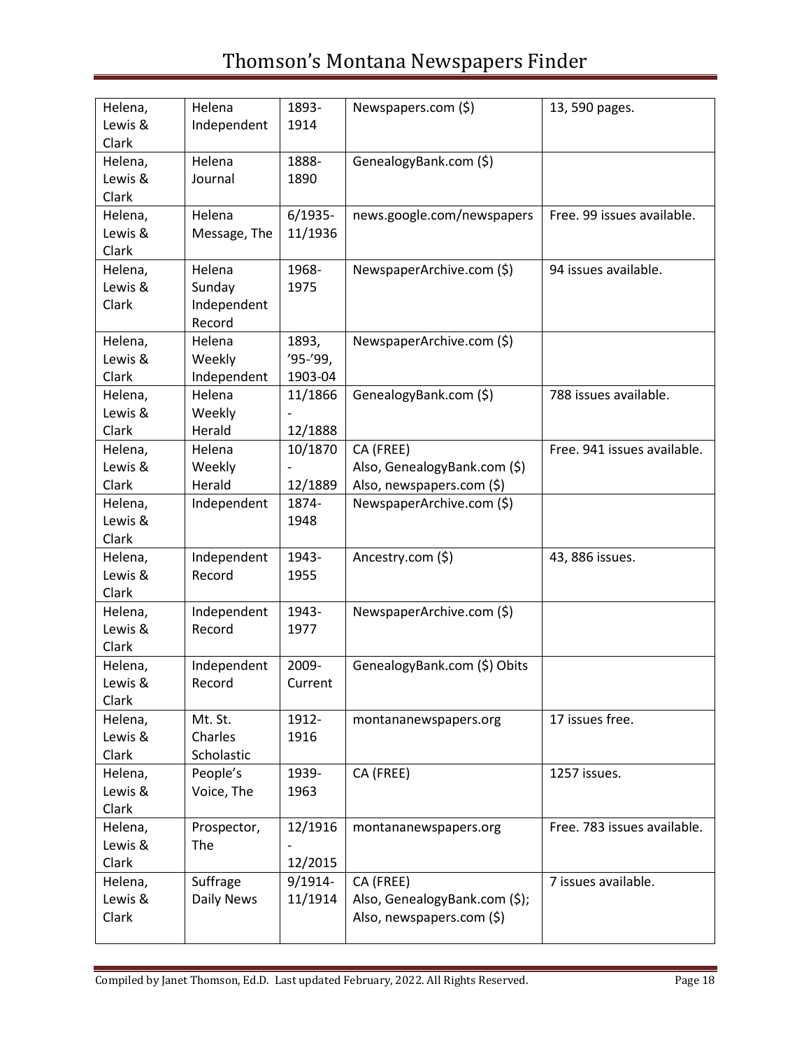| Helena, Lewis & Clark | Helena Independent | 1893-1914 | Newspapers.com ($) | 13, 590 pages. |
|---|---|---|---|---|
| Helena, Lewis & Clark | Helena Journal | 1888-1890 | GenealogyBank.com ($) | |
| Helena, Lewis & Clark | Helena Message, The | 6/1935-11/1936 | news.google.com/newspapers | Free. 99 issues available. |
| Helena, Lewis & Clark | Helena Sunday Independent Record | 1968-1975 | NewspaperArchive.com ($) | 94 issues available. |
| Helena, Lewis & Clark | Helena Weekly Independent | 1893, '95-'99, 1903-04 | NewspaperArchive.com ($) | |
| Helena, Lewis & Clark | Helena Weekly Herald | 11/1866 - 12/1888 | GenealogyBank.com ($) | 788 issues available. |
| Helena, Lewis & Clark | Helena Weekly Herald | 10/1870 - 12/1889 | CA (FREE)<br>Also, GenealogyBank.com ($)<br>Also, newspapers.com ($) | Free. 941 issues available. |
| Helena, Lewis & Clark | Independent | 1874-1948 | NewspaperArchive.com ($) | |
| Helena, Lewis & Clark | Independent Record | 1943-1955 | Ancestry.com ($) | 43, 886 issues. |
| Helena, Lewis & Clark | Independent Record | 1943-1977 | NewspaperArchive.com ($) | |
| Helena, Lewis & Clark | Independent Record | 2009-Current | GenealogyBank.com ($) Obits | |
| Helena, Lewis & Clark | Mt. St. Charles Scholastic | 1912-1916 | montananewspapers.org | 17 issues free. |
| Helena, Lewis & Clark | People's Voice, The | 1939-1963 | CA (FREE) | 1257 issues. |
| Helena, Lewis & Clark | Prospector, The | 12/1916 - 12/2015 | montananewspapers.org | Free. 783 issues available. |
| Helena, Lewis & Clark | Suffrage Daily News | 9/1914-11/1914 | CA (FREE)<br>Also, GenealogyBank.com ($);<br>Also, newspapers.com ($) | 7 issues available. |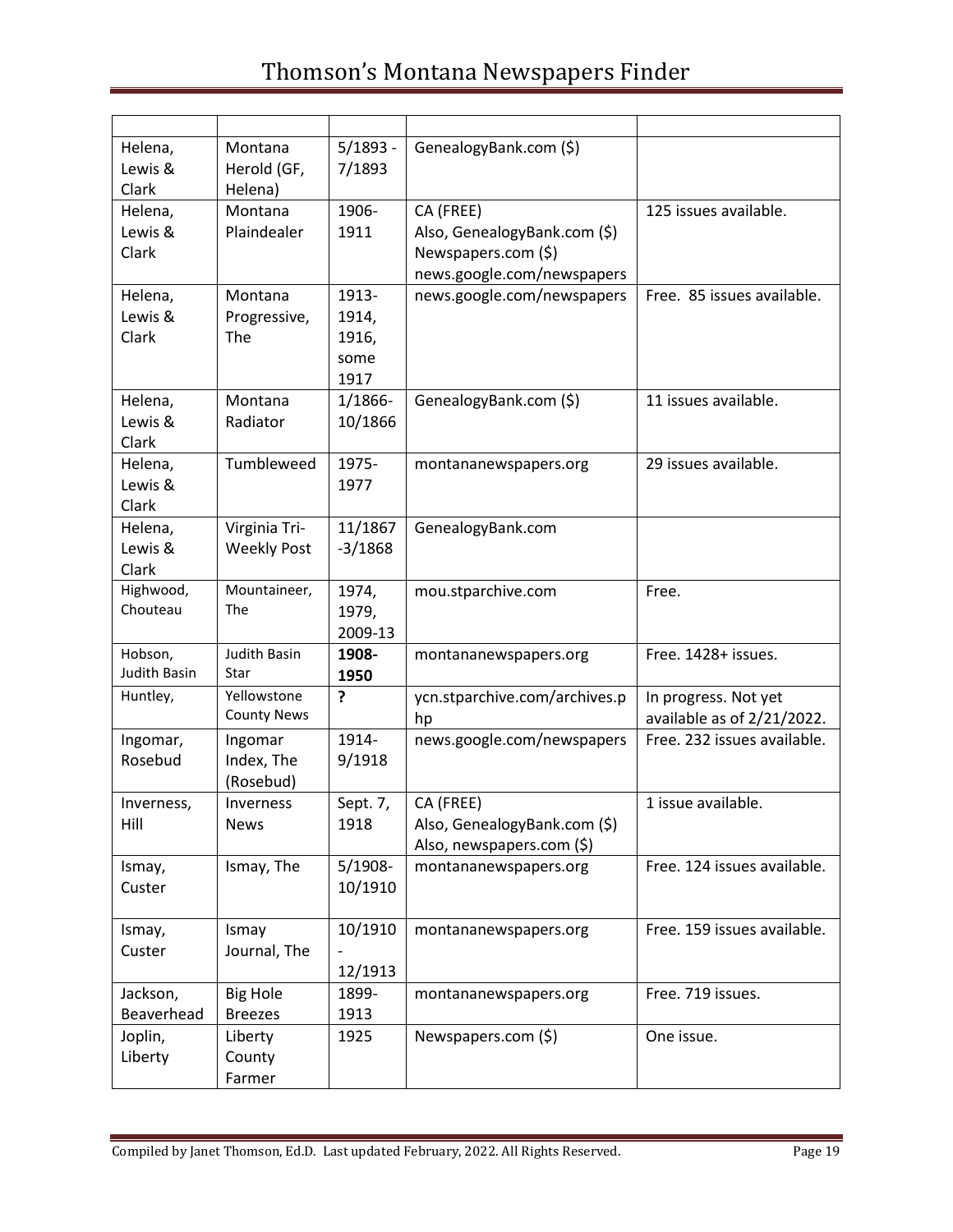| | | | | |
|---|---|---|---|---|
| Helena, Lewis & Clark | Montana Herold (GF, Helena) | 5/1893 - 7/1893 | GenealogyBank.com ($) | |
| Helena, Lewis & Clark | Montana Plaindealer | 1906-1911 | CA (FREE)<br>Also, GenealogyBank.com ($)<br>Newspapers.com ($)<br>news.google.com/newspapers | 125 issues available. |
| Helena, Lewis & Clark | Montana Progressive, The | 1913-1914, 1916, some 1917 | news.google.com/newspapers | Free. 85 issues available. |
| Helena, Lewis & Clark | Montana Radiator | 1/1866-10/1866 | GenealogyBank.com ($) | 11 issues available. |
| Helena, Lewis & Clark | Tumbleweed | 1975-1977 | montananewspapers.org | 29 issues available. |
| Helena, Lewis & Clark | Virginia Tri-Weekly Post | 11/1867 -3/1868 | GenealogyBank.com | |
| Highwood, Chouteau | Mountaineer, The | 1974, 1979, 2009-13 | mou.stparchive.com | Free. |
| Hobson, Judith Basin | Judith Basin Star | **1908-1950** | montananewspapers.org | Free. 1428+ issues. |
| Huntley, | Yellowstone County News | **?** | ycn.stparchive.com/archives.php | In progress. Not yet available as of 2/21/2022. |
| Ingomar, Rosebud | Ingomar Index, The (Rosebud) | 1914-9/1918 | news.google.com/newspapers | Free. 232 issues available. |
| Inverness, Hill | Inverness News | Sept. 7, 1918 | CA (FREE)<br>Also, GenealogyBank.com ($)<br>Also, newspapers.com ($) | 1 issue available. |
| Ismay, Custer | Ismay, The | 5/1908-10/1910 | montananewspapers.org | Free. 124 issues available. |
| Ismay, Custer | Ismay Journal, The | 10/1910 - 12/1913 | montananewspapers.org | Free. 159 issues available. |
| Jackson, Beaverhead | Big Hole Breezes | 1899-1913 | montananewspapers.org | Free. 719 issues. |
| Joplin, Liberty | Liberty County Farmer | 1925 | Newspapers.com ($) | One issue. |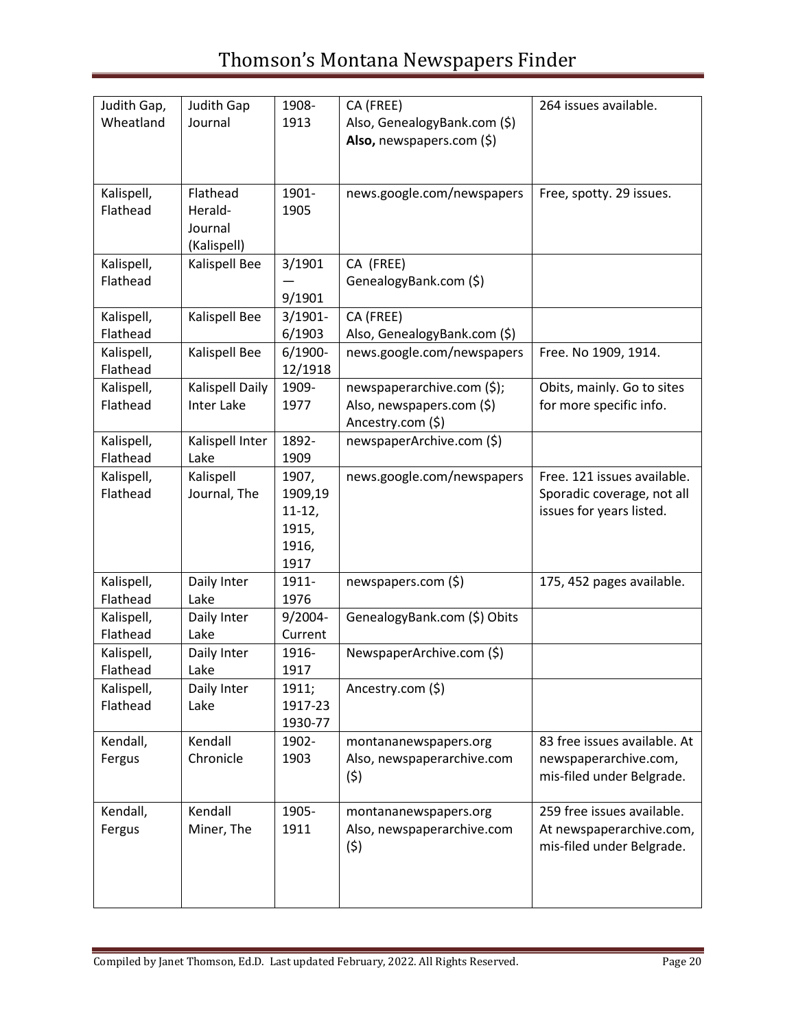| Judith Gap, Wheatland | Judith Gap Journal | 1908-1913 | CA (FREE) Also, GenealogyBank.com ($) **Also,** newspapers.com ($) | 264 issues available. |
|---|---|---|---|---|
| Kalispell, Flathead | Flathead Herald-Journal (Kalispell) | 1901-1905 | news.google.com/newspapers | Free, spotty. 29 issues. |
| Kalispell, Flathead | Kalispell Bee | 3/1901 — 9/1901 | CA (FREE) GenealogyBank.com ($) | |
| Kalispell, Flathead | Kalispell Bee | 3/1901-6/1903 | CA (FREE) Also, GenealogyBank.com ($) | |
| Kalispell, Flathead | Kalispell Bee | 6/1900-12/1918 | news.google.com/newspapers | Free. No 1909, 1914. |
| Kalispell, Flathead | Kalispell Daily Inter Lake | 1909-1977 | newspaperarchive.com ($); Also, newspapers.com ($) Ancestry.com ($) | Obits, mainly. Go to sites for more specific info. |
| Kalispell, Flathead | Kalispell Inter Lake | 1892-1909 | newspaperArchive.com ($) | |
| Kalispell, Flathead | Kalispell Journal, The | 1907, 1909,1911-12, 1915, 1916, 1917 | news.google.com/newspapers | Free. 121 issues available. Sporadic coverage, not all issues for years listed. |
| Kalispell, Flathead | Daily Inter Lake | 1911-1976 | newspapers.com ($) | 175, 452 pages available. |
| Kalispell, Flathead | Daily Inter Lake | 9/2004-Current | GenealogyBank.com ($) Obits | |
| Kalispell, Flathead | Daily Inter Lake | 1916-1917 | NewspaperArchive.com ($) | |
| Kalispell, Flathead | Daily Inter Lake | 1911; 1917-23 1930-77 | Ancestry.com ($) | |
| Kendall, Fergus | Kendall Chronicle | 1902-1903 | montananewspapers.org Also, newspaperarchive.com ($) | 83 free issues available. At newspaperarchive.com, mis-filed under Belgrade. |
| Kendall, Fergus | Kendall Miner, The | 1905-1911 | montananewspapers.org Also, newspaperarchive.com ($) | 259 free issues available. At newspaperarchive.com, mis-filed under Belgrade. |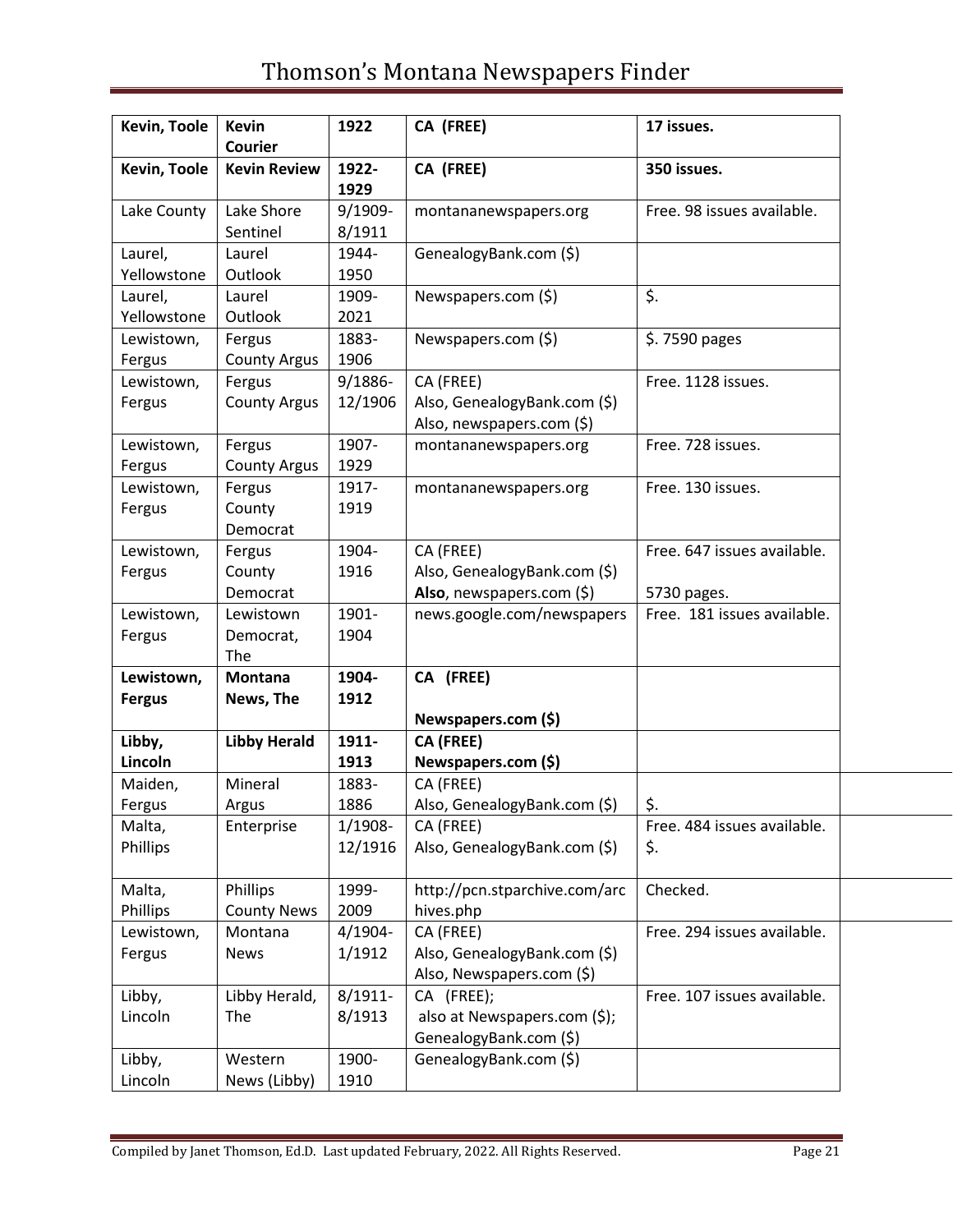| **Kevin, Toole** | **Kevin Courier** | **1922** | **CA (FREE)** | **17 issues.** |
|---|---|---|---|---|
| **Kevin, Toole** | **Kevin Review** | **1922-1929** | **CA (FREE)** | **350 issues.** |
| Lake County | Lake Shore Sentinel | 9/1909-8/1911 | montananewspapers.org | Free. 98 issues available. |
| Laurel, Yellowstone | Laurel Outlook | 1944-1950 | GenealogyBank.com ($) | |
| Laurel, Yellowstone | Laurel Outlook | 1909-2021 | Newspapers.com ($) | $. |
| Lewistown, Fergus | Fergus County Argus | 1883-1906 | Newspapers.com ($) | $. 7590 pages |
| Lewistown, Fergus | Fergus County Argus | 9/1886-12/1906 | CA (FREE)<br>Also, GenealogyBank.com ($)<br>Also, newspapers.com ($) | Free. 1128 issues. |
| Lewistown, Fergus | Fergus County Argus | 1907-1929 | montananewspapers.org | Free. 728 issues. |
| Lewistown, Fergus | Fergus County Democrat | 1917-1919 | montananewspapers.org | Free. 130 issues. |
| Lewistown, Fergus | Fergus County Democrat | 1904-1916 | CA (FREE)<br>Also, GenealogyBank.com ($)<br>**Also**, newspapers.com ($) | Free. 647 issues available.<br><br>5730 pages. |
| Lewistown, Fergus | Lewistown Democrat, The | 1901-1904 | news.google.com/newspapers | Free. 181 issues available. |
| **Lewistown, Fergus** | **Montana News, The** | **1904-1912** | **CA (FREE)**<br><br>**Newspapers.com ($)** | |
| **Libby, Lincoln** | **Libby Herald** | **1911-1913** | **CA (FREE)**<br>**Newspapers.com ($)** | |
| Maiden, Fergus | Mineral Argus | 1883-1886 | CA (FREE)<br>Also, GenealogyBank.com ($) | $. |
| Malta, Phillips | Enterprise | 1/1908-12/1916 | CA (FREE)<br>Also, GenealogyBank.com ($) | Free. 484 issues available.<br>$. |
| Malta, Phillips | Phillips County News | 1999-2009 | http://pcn.stparchive.com/archives.php | Checked. |
| Lewistown, Fergus | Montana News | 4/1904-1/1912 | CA (FREE)<br>Also, GenealogyBank.com ($)<br>Also, Newspapers.com ($) | Free. 294 issues available. |
| Libby, Lincoln | Libby Herald, The | 8/1911-8/1913 | CA (FREE);<br>also at Newspapers.com ($);<br>GenealogyBank.com ($) | Free. 107 issues available. |
| Libby, Lincoln | Western News (Libby) | 1900-1910 | GenealogyBank.com ($) | |

Compiled by Janet Thomson, Ed.D. Last updated February, 2022. All Rights Reserved.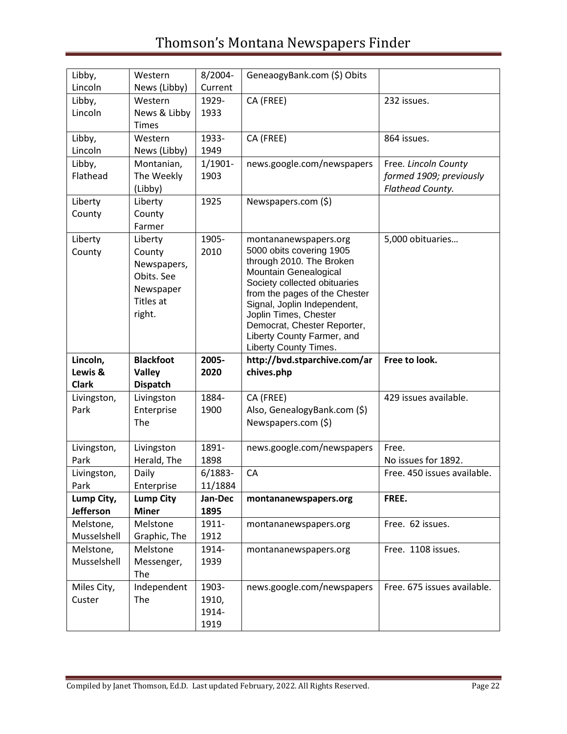| Libby, Lincoln | Western News (Libby) | 8/2004-Current | GeneaogyBank.com ($) Obits | |
|---|---|---|---|---|
| Libby, Lincoln | Western News & Libby Times | 1929-1933 | CA (FREE) | 232 issues. |
| Libby, Lincoln | Western News (Libby) | 1933-1949 | CA (FREE) | 864 issues. |
| Libby, Flathead | Montanian, The Weekly (Libby) | 1/1901-1903 | news.google.com/newspapers | Free. *Lincoln County formed 1909; previously Flathead County.* |
| Liberty County | Liberty County Farmer | 1925 | Newspapers.com ($) | |
| Liberty County | Liberty County Newspapers, Obits. See Newspaper Titles at right. | 1905-2010 | montananewspapers.org 5000 obits covering 1905 through 2010. The Broken Mountain Genealogical Society collected obituaries from the pages of the Chester Signal, Joplin Independent, Joplin Times, Chester Democrat, Chester Reporter, Liberty County Farmer, and Liberty County Times. | 5,000 obituaries… |
| **Lincoln, Lewis & Clark** | **Blackfoot Valley Dispatch** | **2005-2020** | **http://bvd.stparchive.com/archives.php** | **Free to look.** |
| Livingston, Park | Livingston Enterprise The | 1884-1900 | CA (FREE)<br>Also, GenealogyBank.com ($)<br>Newspapers.com ($) | 429 issues available. |
| Livingston, Park | Livingston Herald, The | 1891-1898 | news.google.com/newspapers | Free.<br>No issues for 1892. |
| Livingston, Park | Daily Enterprise | 6/1883-11/1884 | CA | Free. 450 issues available. |
| **Lump City, Jefferson** | **Lump City Miner** | **Jan-Dec 1895** | **montananewspapers.org** | **FREE.** |
| Melstone, Musselshell | Melstone Graphic, The | 1911-1912 | montananewspapers.org | Free. 62 issues. |
| Melstone, Musselshell | Melstone Messenger, The | 1914-1939 | montananewspapers.org | Free. 1108 issues. |
| Miles City, Custer | Independent The | 1903-1910, 1914-1919 | news.google.com/newspapers | Free. 675 issues available. |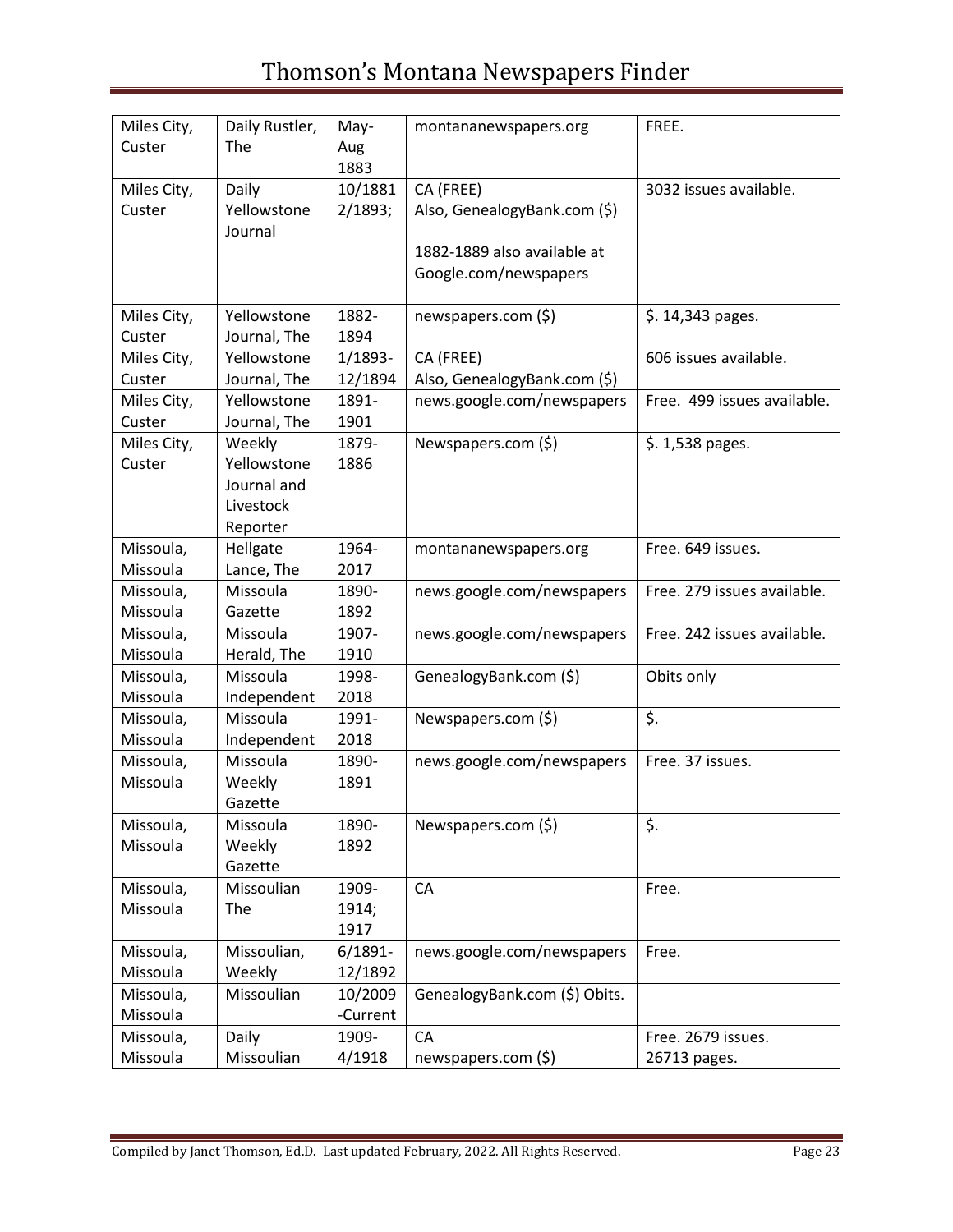| Miles City, Custer | Daily Rustler, The | May-Aug 1883 | montananewspapers.org | FREE. |
|---|---|---|---|---|
| Miles City, Custer | Daily Yellowstone Journal | 10/1881 2/1893; | CA (FREE)<br>Also, GenealogyBank.com ($)<br><br>1882-1889 also available at Google.com/newspapers | 3032 issues available. |
| Miles City, Custer | Yellowstone Journal, The | 1882-1894 | newspapers.com ($) | $. 14,343 pages. |
| Miles City, Custer | Yellowstone Journal, The | 1/1893-12/1894 | CA (FREE)<br>Also, GenealogyBank.com ($) | 606 issues available. |
| Miles City, Custer | Yellowstone Journal, The | 1891-1901 | news.google.com/newspapers | Free. 499 issues available. |
| Miles City, Custer | Weekly Yellowstone Journal and Livestock Reporter | 1879-1886 | Newspapers.com ($) | $. 1,538 pages. |
| Missoula, Missoula | Hellgate Lance, The | 1964-2017 | montananewspapers.org | Free. 649 issues. |
| Missoula, Missoula | Missoula Gazette | 1890-1892 | news.google.com/newspapers | Free. 279 issues available. |
| Missoula, Missoula | Missoula Herald, The | 1907-1910 | news.google.com/newspapers | Free. 242 issues available. |
| Missoula, Missoula | Missoula Independent | 1998-2018 | GenealogyBank.com ($) | Obits only |
| Missoula, Missoula | Missoula Independent | 1991-2018 | Newspapers.com ($) | $. |
| Missoula, Missoula | Missoula Weekly Gazette | 1890-1891 | news.google.com/newspapers | Free. 37 issues. |
| Missoula, Missoula | Missoula Weekly Gazette | 1890-1892 | Newspapers.com ($) | $. |
| Missoula, Missoula | Missoulian The | 1909-1914; 1917 | CA | Free. |
| Missoula, Missoula | Missoulian, Weekly | 6/1891-12/1892 | news.google.com/newspapers | Free. |
| Missoula, Missoula | Missoulian | 10/2009-Current | GenealogyBank.com ($) Obits. | |
| Missoula, Missoula | Daily Missoulian | 1909-4/1918 | CA<br>newspapers.com ($) | Free. 2679 issues.<br>26713 pages. |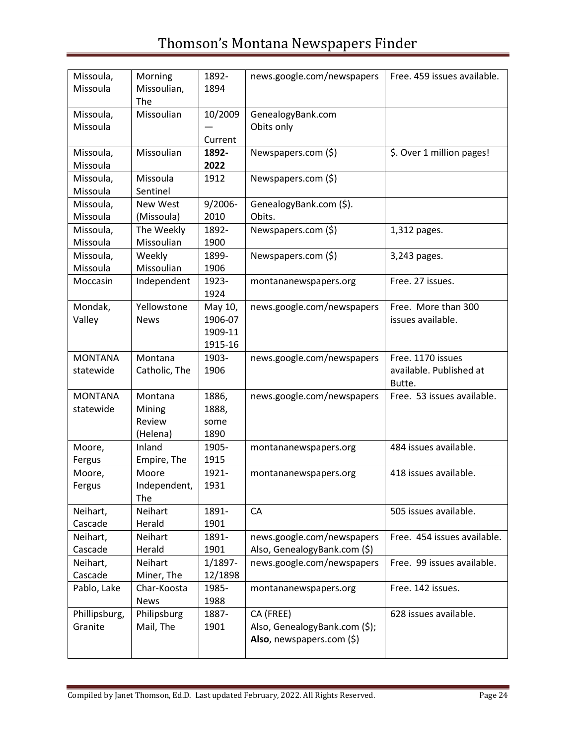| Missoula, Missoula | Morning Missoulian, The | 1892-1894 | news.google.com/newspapers | Free. 459 issues available. |
|---|---|---|---|---|
| Missoula, Missoula | Missoulian | 10/2009 — Current | GenealogyBank.com Obits only | |
| Missoula, Missoula | Missoulian | **1892-2022** | Newspapers.com ($) | $. Over 1 million pages! |
| Missoula, Missoula | Missoula Sentinel | 1912 | Newspapers.com ($) | |
| Missoula, Missoula | New West (Missoula) | 9/2006-2010 | GenealogyBank.com ($). Obits. | |
| Missoula, Missoula | The Weekly Missoulian | 1892-1900 | Newspapers.com ($) | 1,312 pages. |
| Missoula, Missoula | Weekly Missoulian | 1899-1906 | Newspapers.com ($) | 3,243 pages. |
| Moccasin | Independent | 1923-1924 | montananewspapers.org | Free. 27 issues. |
| Mondak, Valley | Yellowstone News | May 10, 1906-07 1909-11 1915-16 | news.google.com/newspapers | Free. More than 300 issues available. |
| MONTANA statewide | Montana Catholic, The | 1903-1906 | news.google.com/newspapers | Free. 1170 issues available. Published at Butte. |
| MONTANA statewide | Montana Mining Review (Helena) | 1886, 1888, some 1890 | news.google.com/newspapers | Free. 53 issues available. |
| Moore, Fergus | Inland Empire, The | 1905-1915 | montananewspapers.org | 484 issues available. |
| Moore, Fergus | Moore Independent, The | 1921-1931 | montananewspapers.org | 418 issues available. |
| Neihart, Cascade | Neihart Herald | 1891-1901 | CA | 505 issues available. |
| Neihart, Cascade | Neihart Herald | 1891-1901 | news.google.com/newspapers Also, GenealogyBank.com ($) | Free. 454 issues available. |
| Neihart, Cascade | Neihart Miner, The | 1/1897-12/1898 | news.google.com/newspapers | Free. 99 issues available. |
| Pablo, Lake | Char-Koosta News | 1985-1988 | montananewspapers.org | Free. 142 issues. |
| Phillipsburg, Granite | Philipsburg Mail, The | 1887-1901 | CA (FREE) Also, GenealogyBank.com ($); **Also**, newspapers.com ($) | 628 issues available. |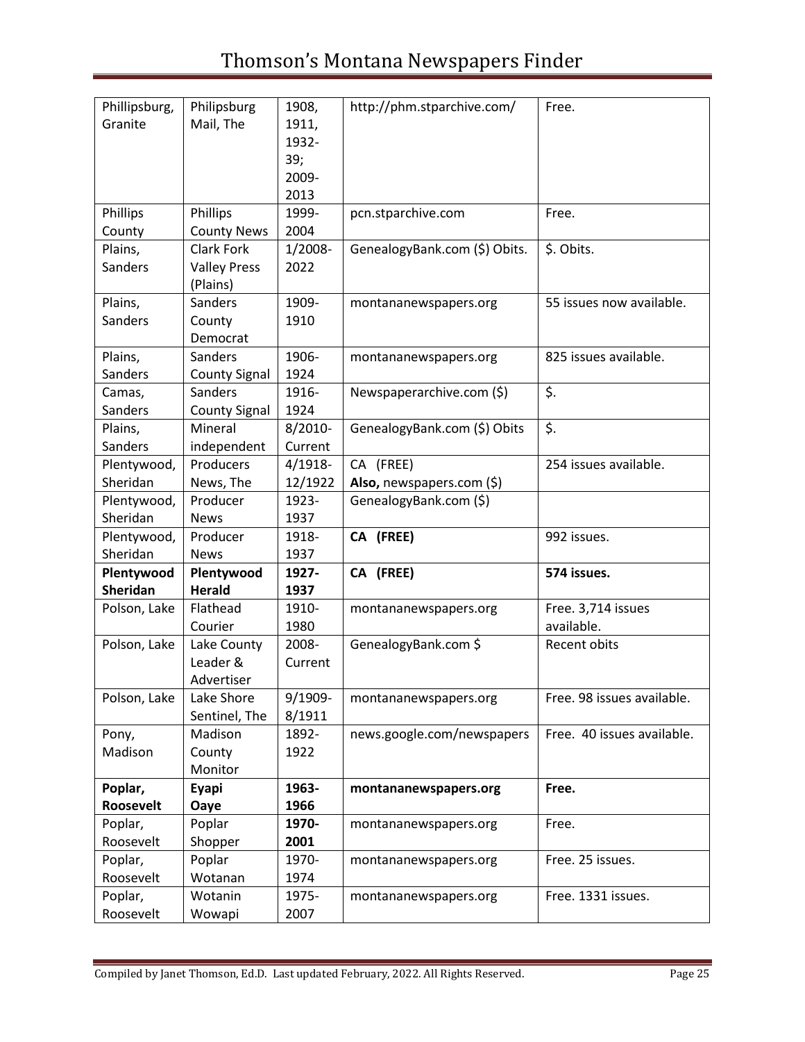| Phillipsburg, Granite | Philipsburg Mail, The | 1908, 1911, 1932-39; 2009-2013 | http://phm.stparchive.com/ | Free. |
|---|---|---|---|---|
| Phillips County | Phillips County News | 1999-2004 | pcn.stparchive.com | Free. |
| Plains, Sanders | Clark Fork Valley Press (Plains) | 1/2008-2022 | GenealogyBank.com ($) Obits. | $. Obits. |
| Plains, Sanders | Sanders County Democrat | 1909-1910 | montananewspapers.org | 55 issues now available. |
| Plains, Sanders | Sanders County Signal | 1906-1924 | montananewspapers.org | 825 issues available. |
| Camas, Sanders | Sanders County Signal | 1916-1924 | Newspaperarchive.com ($) | $. |
| Plains, Sanders | Mineral independent | 8/2010-Current | GenealogyBank.com ($) Obits | $. |
| Plentywood, Sheridan | Producers News, The | 4/1918-12/1922 | CA (FREE) **Also,** newspapers.com ($) | 254 issues available. |
| Plentywood, Sheridan | Producer News | 1923-1937 | GenealogyBank.com ($) | |
| Plentywood, Sheridan | Producer News | 1918-1937 | **CA (FREE)** | 992 issues. |
| **Plentywood Sheridan** | **Plentywood Herald** | **1927-1937** | **CA (FREE)** | **574 issues.** |
| Polson, Lake | Flathead Courier | 1910-1980 | montananewspapers.org | Free. 3,714 issues available. |
| Polson, Lake | Lake County Leader & Advertiser | 2008-Current | GenealogyBank.com $ | Recent obits |
| Polson, Lake | Lake Shore Sentinel, The | 9/1909-8/1911 | montananewspapers.org | Free. 98 issues available. |
| Pony, Madison | Madison County Monitor | 1892-1922 | news.google.com/newspapers | Free. 40 issues available. |
| **Poplar, Roosevelt** | **Eyapi Oaye** | **1963-1966** | **montananewspapers.org** | **Free.** |
| Poplar, Roosevelt | Poplar Shopper | **1970-2001** | montananewspapers.org | Free. |
| Poplar, Roosevelt | Poplar Wotanan | 1970-1974 | montananewspapers.org | Free. 25 issues. |
| Poplar, Roosevelt | Wotanin Wowapi | 1975-2007 | montananewspapers.org | Free. 1331 issues. |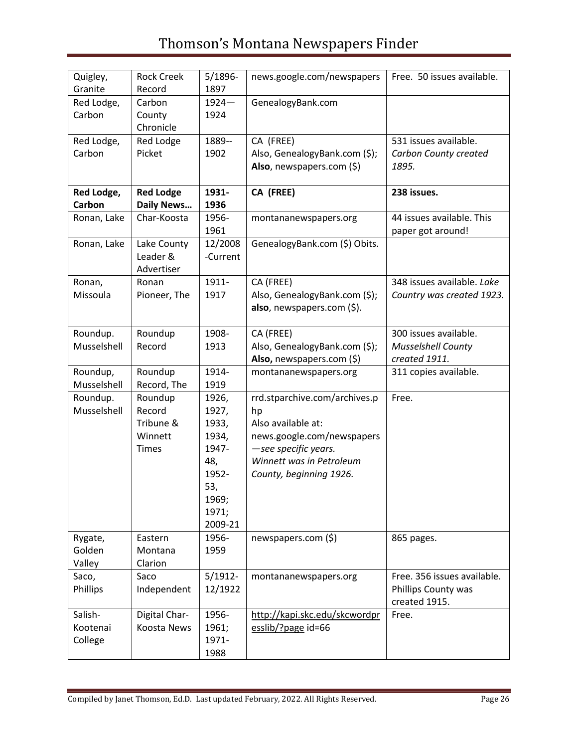| Quigley, Granite | Rock Creek Record | 5/1896-1897 | news.google.com/newspapers | Free. 50 issues available. |
|---|---|---|---|---|
| Red Lodge, Carbon | Carbon County Chronicle | 1924—1924 | GenealogyBank.com | |
| Red Lodge, Carbon | Red Lodge Picket | 1889--1902 | CA (FREE)<br>Also, GenealogyBank.com ($);<br>**Also**, newspapers.com ($) | 531 issues available. *Carbon County created 1895.* |
| **Red Lodge, Carbon** | **Red Lodge Daily News…** | **1931-1936** | **CA (FREE)** | **238 issues.** |
| Ronan, Lake | Char-Koosta | 1956-1961 | montananewspapers.org | 44 issues available. This paper got around! |
| Ronan, Lake | Lake County Leader & Advertiser | 12/2008-Current | GenealogyBank.com ($) Obits. | |
| Ronan, Missoula | Ronan Pioneer, The | 1911-1917 | CA (FREE)<br>Also, GenealogyBank.com ($);<br>**also**, newspapers.com ($). | 348 issues available. *Lake Country was created 1923.* |
| Roundup. Musselshell | Roundup Record | 1908-1913 | CA (FREE)<br>Also, GenealogyBank.com ($);<br>**Also,** newspapers.com ($) | 300 issues available. *Musselshell County created 1911.* |
| Roundup, Musselshell | Roundup Record, The | 1914-1919 | montananewspapers.org | 311 copies available. |
| Roundup. Musselshell | Roundup Record Tribune & Winnett Times | 1926, 1927, 1933, 1934, 1947-48, 1952-53, 1969; 1971; 2009-21 | rrd.stparchive.com/archives.php<br>Also available at:<br>news.google.com/newspapers*—see specific years.*<br>*Winnett was in Petroleum County, beginning 1926.* | Free. |
| Rygate, Golden Valley | Eastern Montana Clarion | 1956-1959 | newspapers.com ($) | 865 pages. |
| Saco, Phillips | Saco Independent | 5/1912-12/1922 | montananewspapers.org | Free. 356 issues available. Phillips County was created 1915. |
| Salish-Kootenai College | Digital Char-Koosta News | 1956-1961; 1971-1988 | http://kapi.skc.edu/skcwordpresslib/?page id=66 | Free. |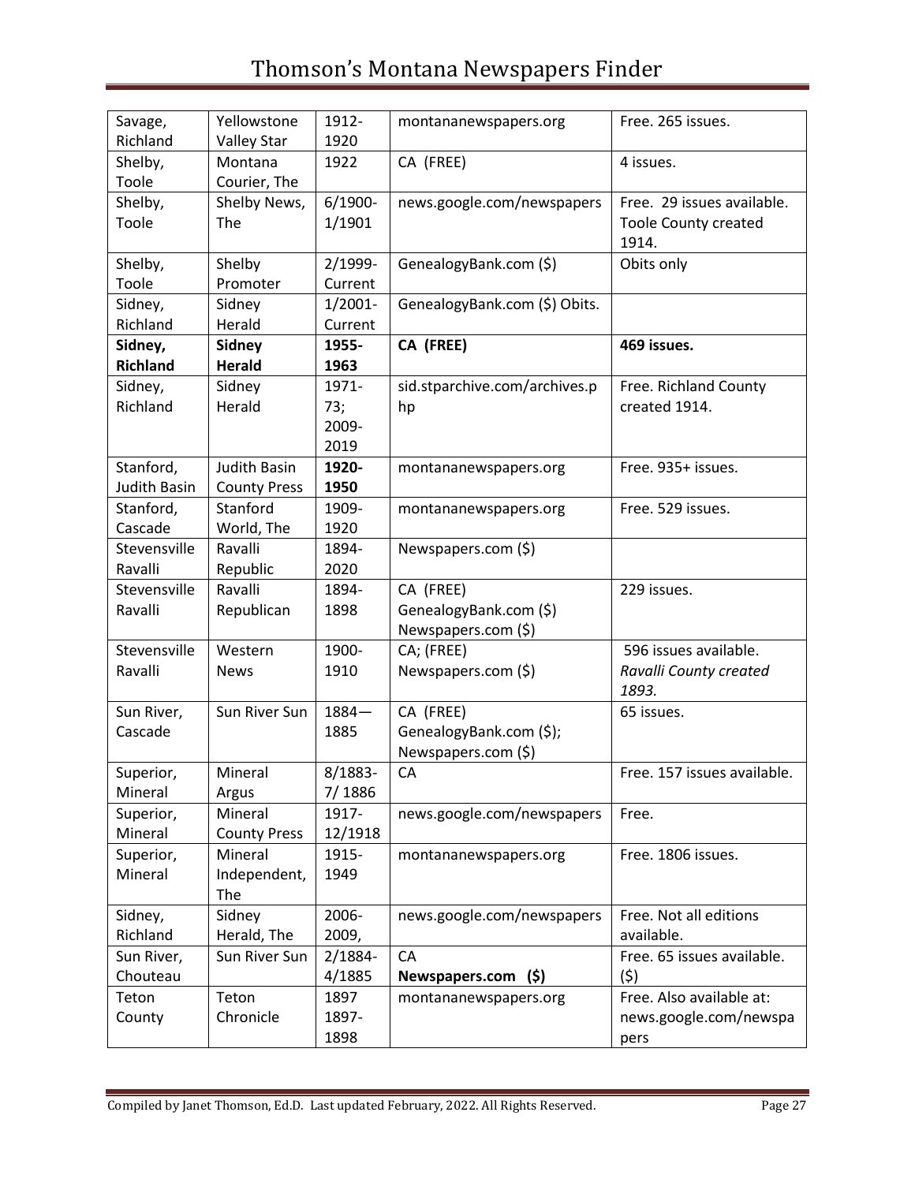| Savage, Richland | Yellowstone Valley Star | 1912-1920 | montananewspapers.org | Free. 265 issues. |
|---|---|---|---|---|
| Shelby, Toole | Montana Courier, The | 1922 | CA (FREE) | 4 issues. |
| Shelby, Toole | Shelby News, The | 6/1900-1/1901 | news.google.com/newspapers | Free. 29 issues available. Toole County created 1914. |
| Shelby, Toole | Shelby Promoter | 2/1999-Current | GenealogyBank.com ($) | Obits only |
| Sidney, Richland | Sidney Herald | 1/2001-Current | GenealogyBank.com ($) Obits. | |
| **Sidney, Richland** | **Sidney Herald** | **1955-1963** | **CA (FREE)** | **469 issues.** |
| Sidney, Richland | Sidney Herald | 1971-73; 2009-2019 | sid.stparchive.com/archives.php | Free. Richland County created 1914. |
| Stanford, Judith Basin | Judith Basin County Press | **1920-1950** | montananewspapers.org | Free. 935+ issues. |
| Stanford, Cascade | Stanford World, The | 1909-1920 | montananewspapers.org | Free. 529 issues. |
| Stevensville Ravalli | Ravalli Republic | 1894-2020 | Newspapers.com ($) | |
| Stevensville Ravalli | Ravalli Republican | 1894-1898 | CA (FREE) GenealogyBank.com ($) Newspapers.com ($) | 229 issues. |
| Stevensville Ravalli | Western News | 1900-1910 | CA; (FREE) Newspapers.com ($) | 596 issues available. *Ravalli County created 1893.* |
| Sun River, Cascade | Sun River Sun | 1884—1885 | CA (FREE) GenealogyBank.com ($); Newspapers.com ($) | 65 issues. |
| Superior, Mineral | Mineral Argus | 8/1883-7/ 1886 | CA | Free. 157 issues available. |
| Superior, Mineral | Mineral County Press | 1917-12/1918 | news.google.com/newspapers | Free. |
| Superior, Mineral | Mineral Independent, The | 1915-1949 | montananewspapers.org | Free. 1806 issues. |
| Sidney, Richland | Sidney Herald, The | 2006-2009, | news.google.com/newspapers | Free. Not all editions available. |
| Sun River, Chouteau | Sun River Sun | 2/1884-4/1885 | CA **Newspapers.com ($)** | Free. 65 issues available. ($) |
| Teton County | Teton Chronicle | 1897 1897-1898 | montananewspapers.org | Free. Also available at: news.google.com/newspapers |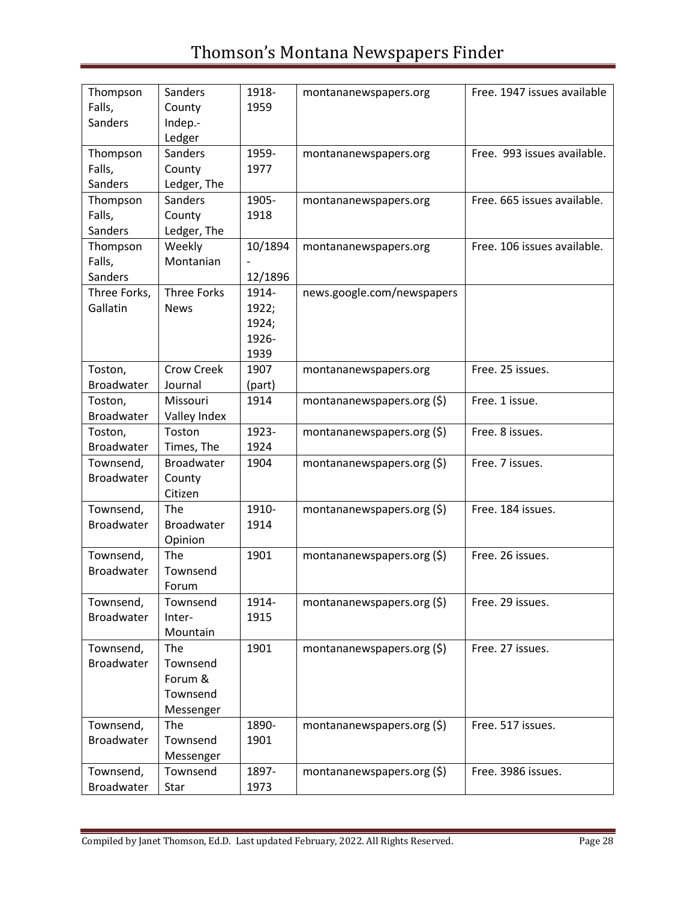| Thompson Falls, Sanders | Sanders County Indep.-Ledger | 1918-1959 | montananewspapers.org | Free. 1947 issues available |
|---|---|---|---|---|
| Thompson Falls, Sanders | Sanders County Ledger, The | 1959-1977 | montananewspapers.org | Free. 993 issues available. |
| Thompson Falls, Sanders | Sanders County Ledger, The | 1905-1918 | montananewspapers.org | Free. 665 issues available. |
| Thompson Falls, Sanders | Weekly Montanian | 10/1894 - 12/1896 | montananewspapers.org | Free. 106 issues available. |
| Three Forks, Gallatin | Three Forks News | 1914-1922; 1924; 1926-1939 | news.google.com/newspapers | |
| Toston, Broadwater | Crow Creek Journal | 1907 (part) | montananewspapers.org | Free. 25 issues. |
| Toston, Broadwater | Missouri Valley Index | 1914 | montananewspapers.org ($) | Free. 1 issue. |
| Toston, Broadwater | Toston Times, The | 1923-1924 | montananewspapers.org ($) | Free. 8 issues. |
| Townsend, Broadwater | Broadwater County Citizen | 1904 | montananewspapers.org ($) | Free. 7 issues. |
| Townsend, Broadwater | The Broadwater Opinion | 1910-1914 | montananewspapers.org ($) | Free. 184 issues. |
| Townsend, Broadwater | The Townsend Forum | 1901 | montananewspapers.org ($) | Free. 26 issues. |
| Townsend, Broadwater | Townsend Inter-Mountain | 1914-1915 | montananewspapers.org ($) | Free. 29 issues. |
| Townsend, Broadwater | The Townsend Forum & Townsend Messenger | 1901 | montananewspapers.org ($) | Free. 27 issues. |
| Townsend, Broadwater | The Townsend Messenger | 1890-1901 | montananewspapers.org ($) | Free. 517 issues. |
| Townsend, Broadwater | Townsend Star | 1897-1973 | montananewspapers.org ($) | Free. 3986 issues. |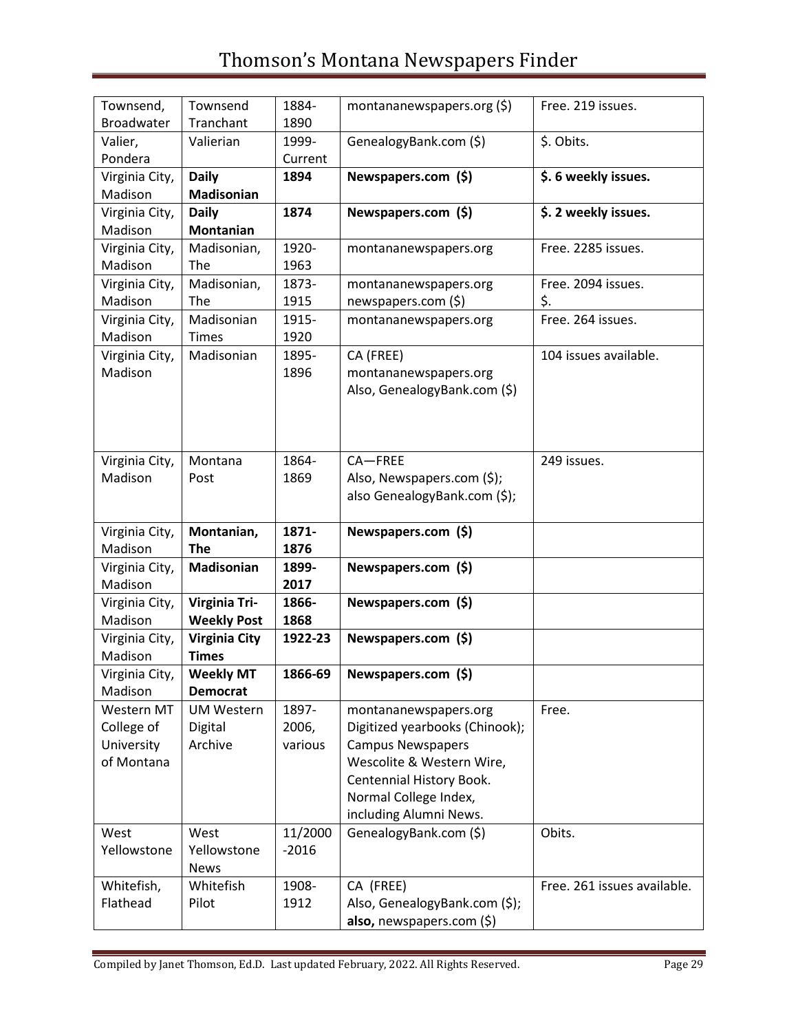| Townsend, Broadwater | Townsend Tranchant | 1884-1890 | montananewspapers.org ($) | Free. 219 issues. |
|---|---|---|---|---|
| Valier, Pondera | Valierian | 1999-Current | GenealogyBank.com ($) | $. Obits. |
| Virginia City, Madison | **Daily Madisonian** | **1894** | **Newspapers.com ($)** | **$. 6 weekly issues.** |
| Virginia City, Madison | **Daily Montanian** | **1874** | **Newspapers.com ($)** | **$. 2 weekly issues.** |
| Virginia City, Madison | Madisonian, The | 1920-1963 | montananewspapers.org | Free. 2285 issues. |
| Virginia City, Madison | Madisonian, The | 1873-1915 | montananewspapers.org<br>newspapers.com ($) | Free. 2094 issues.<br>$. |
| Virginia City, Madison | Madisonian Times | 1915-1920 | montananewspapers.org | Free. 264 issues. |
| Virginia City, Madison | Madisonian | 1895-1896 | CA (FREE)<br>montananewspapers.org<br>Also, GenealogyBank.com ($) | 104 issues available. |
| Virginia City, Madison | Montana Post | 1864-1869 | CA—FREE<br>Also, Newspapers.com ($);<br>also GenealogyBank.com ($); | 249 issues. |
| Virginia City, Madison | **Montanian, The** | **1871-1876** | **Newspapers.com ($)** | |
| Virginia City, Madison | **Madisonian** | **1899-2017** | **Newspapers.com ($)** | |
| Virginia City, Madison | **Virginia Tri-Weekly Post** | **1866-1868** | **Newspapers.com ($)** | |
| Virginia City, Madison | **Virginia City Times** | **1922-23** | **Newspapers.com ($)** | |
| Virginia City, Madison | **Weekly MT Democrat** | **1866-69** | **Newspapers.com ($)** | |
| Western MT College of University of Montana | UM Western Digital Archive | 1897-2006, various | montananewspapers.org<br>Digitized yearbooks (Chinook);<br>Campus Newspapers<br>Wescolite & Western Wire,<br>Centennial History Book.<br>Normal College Index, including Alumni News. | Free. |
| West Yellowstone | West Yellowstone News | 11/2000-2016 | GenealogyBank.com ($) | Obits. |
| Whitefish, Flathead | Whitefish Pilot | 1908-1912 | CA (FREE)<br>Also, GenealogyBank.com ($);<br>**also,** newspapers.com ($) | Free. 261 issues available. |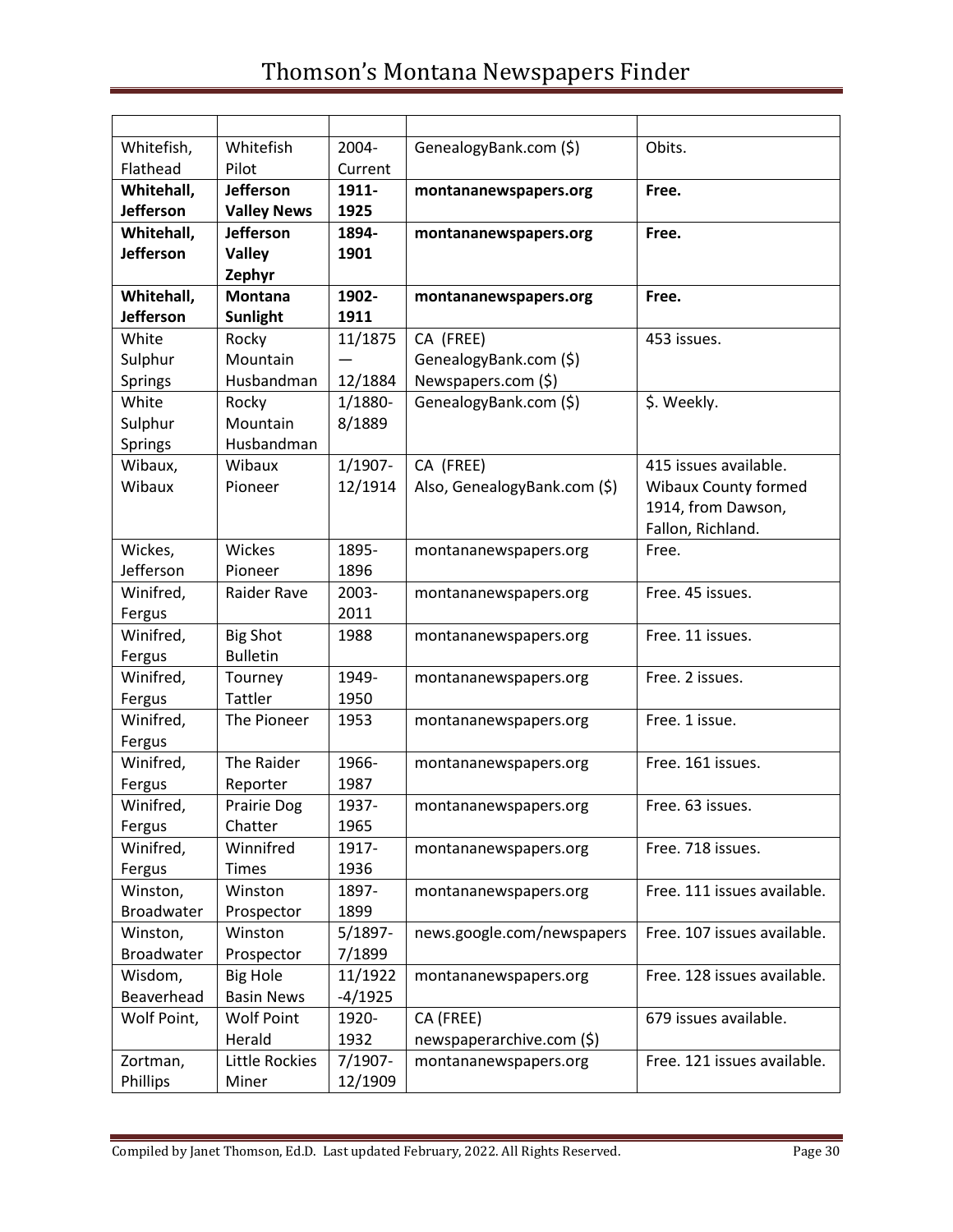| | | | | |
|---|---|---|---|---|
| Whitefish, Flathead | Whitefish Pilot | 2004-Current | GenealogyBank.com ($) | Obits. |
| **Whitehall, Jefferson** | **Jefferson Valley News** | **1911-1925** | **montananewspapers.org** | **Free.** |
| **Whitehall, Jefferson** | **Jefferson Valley Zephyr** | **1894-1901** | **montananewspapers.org** | **Free.** |
| **Whitehall, Jefferson** | **Montana Sunlight** | **1902-1911** | **montananewspapers.org** | **Free.** |
| White Sulphur Springs | Rocky Mountain Husbandman | 11/1875 — 12/1884 | CA (FREE) GenealogyBank.com ($) Newspapers.com ($) | 453 issues. |
| White Sulphur Springs | Rocky Mountain Husbandman | 1/1880-8/1889 | GenealogyBank.com ($) | $. Weekly. |
| Wibaux, Wibaux | Wibaux Pioneer | 1/1907-12/1914 | CA (FREE) Also, GenealogyBank.com ($) | 415 issues available. Wibaux County formed 1914, from Dawson, Fallon, Richland. |
| Wickes, Jefferson | Wickes Pioneer | 1895-1896 | montananewspapers.org | Free. |
| Winifred, Fergus | Raider Rave | 2003-2011 | montananewspapers.org | Free. 45 issues. |
| Winifred, Fergus | Big Shot Bulletin | 1988 | montananewspapers.org | Free. 11 issues. |
| Winifred, Fergus | Tourney Tattler | 1949-1950 | montananewspapers.org | Free. 2 issues. |
| Winifred, Fergus | The Pioneer | 1953 | montananewspapers.org | Free. 1 issue. |
| Winifred, Fergus | The Raider Reporter | 1966-1987 | montananewspapers.org | Free. 161 issues. |
| Winifred, Fergus | Prairie Dog Chatter | 1937-1965 | montananewspapers.org | Free. 63 issues. |
| Winifred, Fergus | Winnifred Times | 1917-1936 | montananewspapers.org | Free. 718 issues. |
| Winston, Broadwater | Winston Prospector | 1897-1899 | montananewspapers.org | Free. 111 issues available. |
| Winston, Broadwater | Winston Prospector | 5/1897-7/1899 | news.google.com/newspapers | Free. 107 issues available. |
| Wisdom, Beaverhead | Big Hole Basin News | 11/1922 -4/1925 | montananewspapers.org | Free. 128 issues available. |
| Wolf Point, | Wolf Point Herald | 1920-1932 | CA (FREE) newspaperarchive.com ($) | 679 issues available. |
| Zortman, Phillips | Little Rockies Miner | 7/1907-12/1909 | montananewspapers.org | Free. 121 issues available. |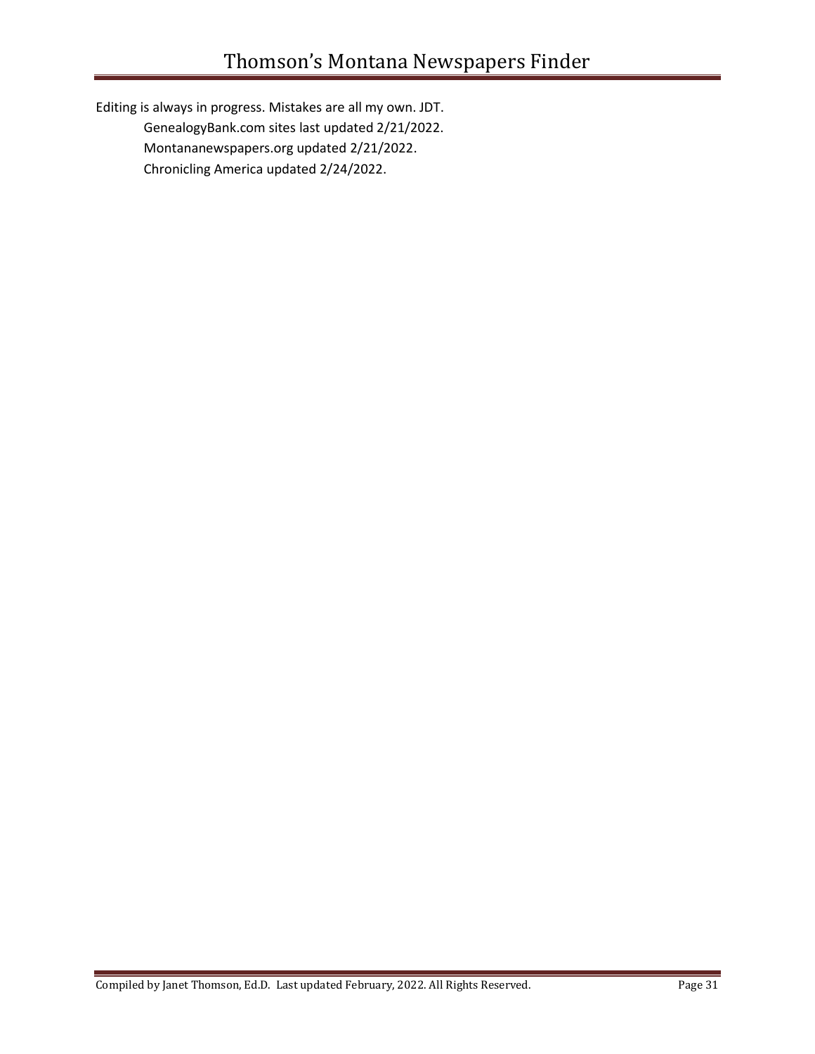Editing is always in progress. Mistakes are all my own. JDT.

GenealogyBank.com sites last updated 2/21/2022.

Montananewspapers.org updated 2/21/2022.

Chronicling America updated 2/24/2022.